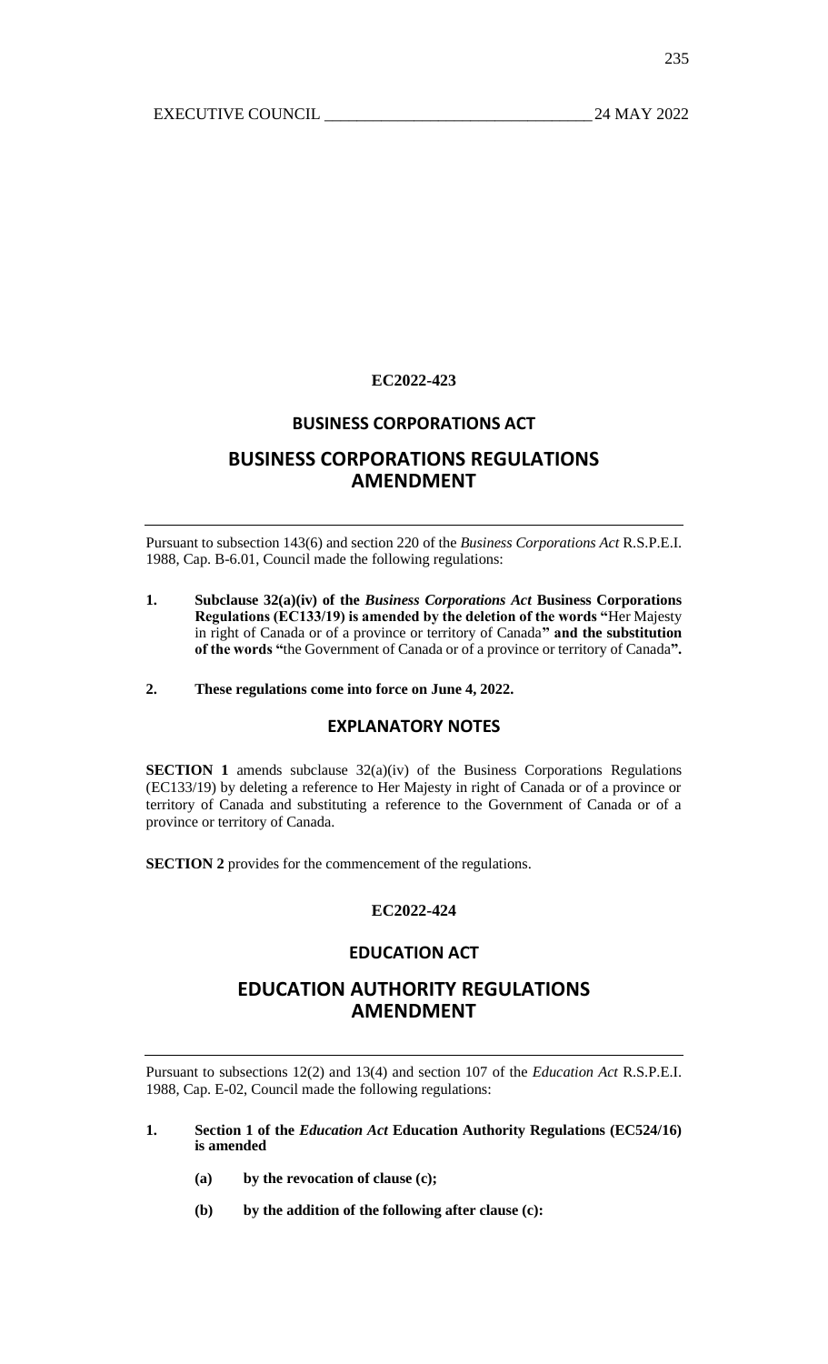**EC2022-423**

## BUSINESS CORPORATIONS ACT

# BUSINESS CORPORATIONS REGULATIONS AMENDMENT

Pursuant to subsection 143(6) and section 220 of the *Business Corporations Act* R.S.P.E.I. 1988, Cap. B-6.01, Council made the following regulations:

**1. Subclause 32(a)(iv) of the *Business Corporations Act* Business Corporations Regulations (EC133/19) is amended by the deletion of the words "**Her Majesty in right of Canada or of a province or territory of Canada**" and the substitution of the words "**the Government of Canada or of a province or territory of Canada**".**

**2. These regulations come into force on June 4, 2022.**

## EXPLANATORY NOTES

**SECTION 1** amends subclause 32(a)(iv) of the Business Corporations Regulations (EC133/19) by deleting a reference to Her Majesty in right of Canada or of a province or territory of Canada and substituting a reference to the Government of Canada or of a province or territory of Canada.

**SECTION 2** provides for the commencement of the regulations.

**EC2022-424**

## EDUCATION ACT

# EDUCATION AUTHORITY REGULATIONS AMENDMENT

Pursuant to subsections 12(2) and 13(4) and section 107 of the *Education Act* R.S.P.E.I. 1988, Cap. E-02, Council made the following regulations:

**1. Section 1 of the *Education Act* Education Authority Regulations (EC524/16) is amended**

**(a) by the revocation of clause (c);**

**(b) by the addition of the following after clause (c):**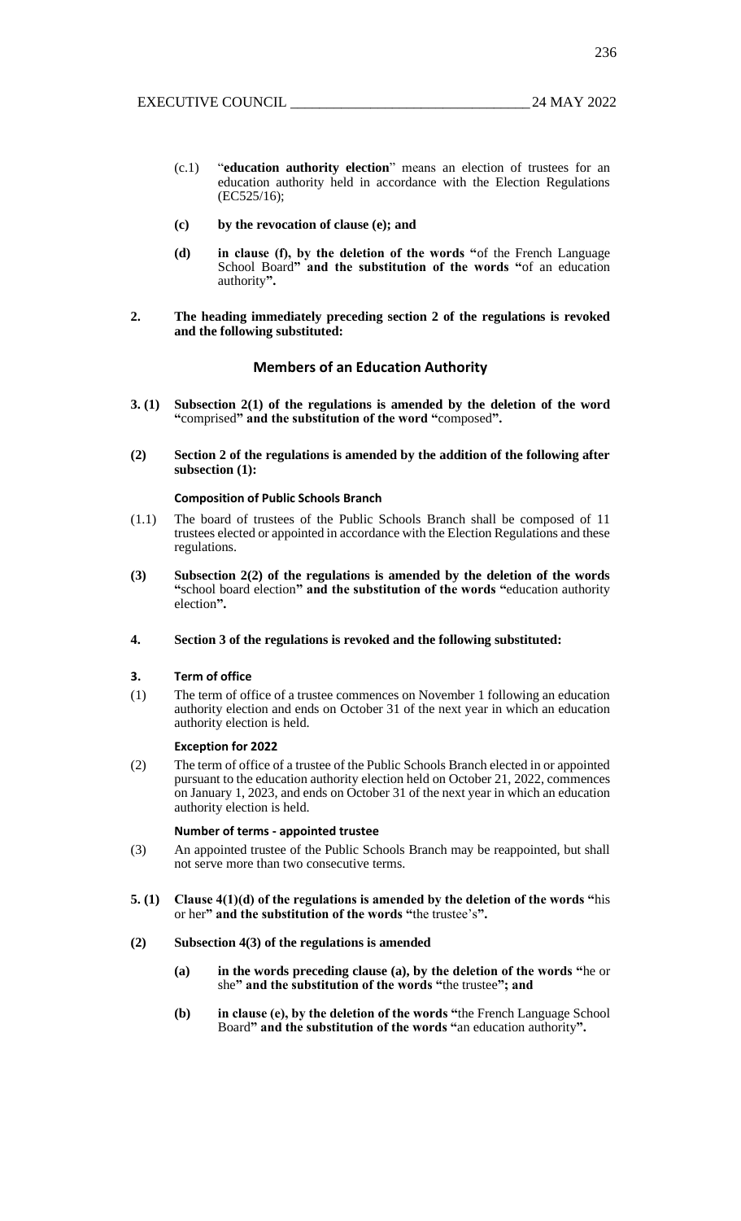(c.1) "**education authority election**" means an election of trustees for an education authority held in accordance with the Election Regulations (EC525/16);

**(c) by the revocation of clause (e); and**

**(d) in clause (f), by the deletion of the words "**of the French Language School Board**" and the substitution of the words "**of an education authority**".**

**2. The heading immediately preceding section 2 of the regulations is revoked and the following substituted:**

### Members of an Education Authority

**3. (1) Subsection 2(1) of the regulations is amended by the deletion of the word "**comprised**" and the substitution of the word "**composed**".**

**(2) Section 2 of the regulations is amended by the addition of the following after subsection (1):**

**Composition of Public Schools Branch**

(1.1) The board of trustees of the Public Schools Branch shall be composed of 11 trustees elected or appointed in accordance with the Election Regulations and these regulations.

**(3) Subsection 2(2) of the regulations is amended by the deletion of the words "**school board election**" and the substitution of the words "**education authority election**".**

**4. Section 3 of the regulations is revoked and the following substituted:**

**3. Term of office**

(1) The term of office of a trustee commences on November 1 following an education authority election and ends on October 31 of the next year in which an education authority election is held.

**Exception for 2022**

(2) The term of office of a trustee of the Public Schools Branch elected in or appointed pursuant to the education authority election held on October 21, 2022, commences on January 1, 2023, and ends on October 31 of the next year in which an education authority election is held.

**Number of terms - appointed trustee**

(3) An appointed trustee of the Public Schools Branch may be reappointed, but shall not serve more than two consecutive terms.

**5. (1) Clause 4(1)(d) of the regulations is amended by the deletion of the words "**his or her**" and the substitution of the words "**the trustee's**".**

**(2) Subsection 4(3) of the regulations is amended**

**(a) in the words preceding clause (a), by the deletion of the words "**he or she**" and the substitution of the words "**the trustee**"; and**

**(b) in clause (e), by the deletion of the words "**the French Language School Board**" and the substitution of the words "**an education authority**".**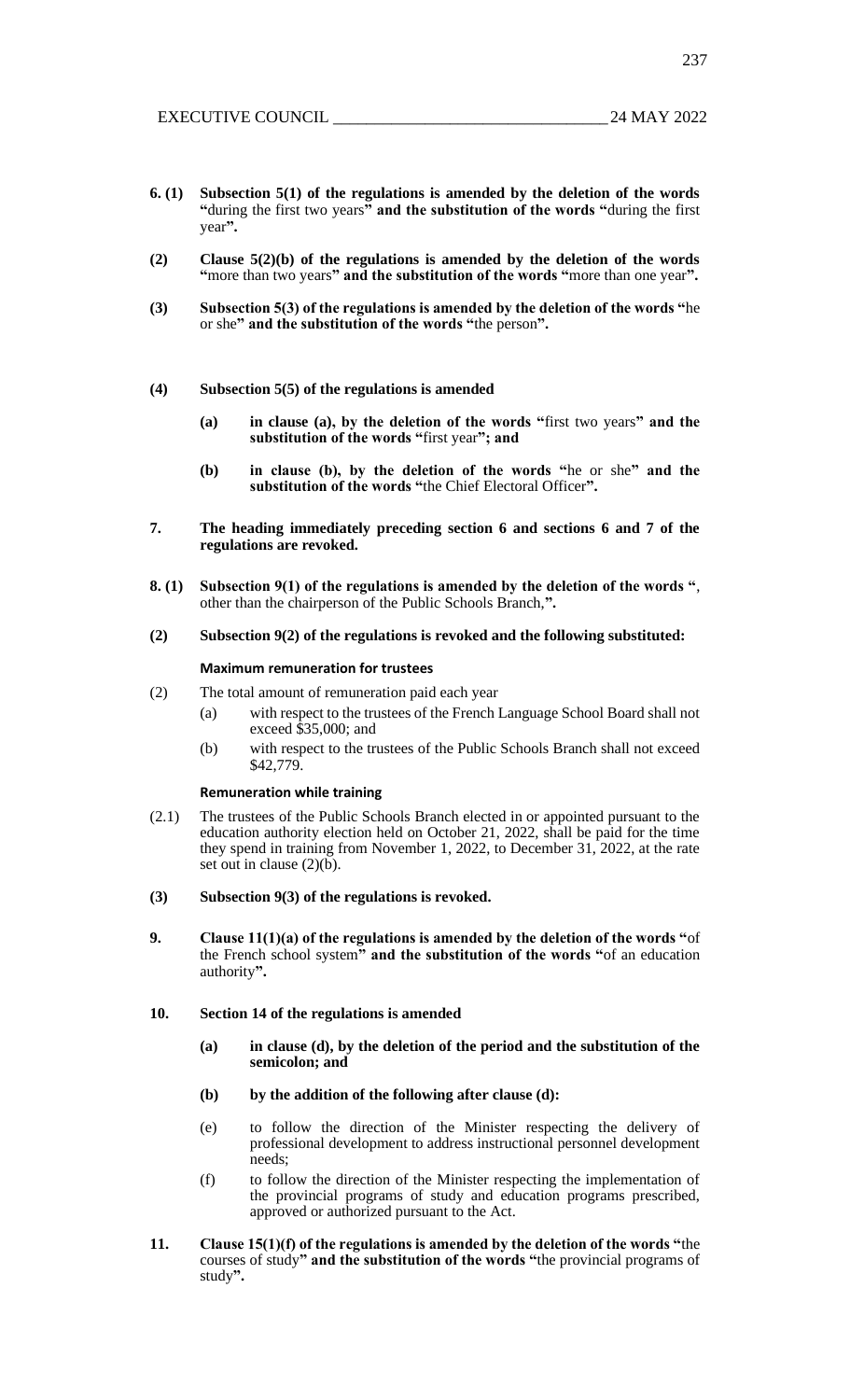**6. (1) Subsection 5(1) of the regulations is amended by the deletion of the words "**during the first two years**" and the substitution of the words "**during the first year**".**

**(2) Clause 5(2)(b) of the regulations is amended by the deletion of the words "**more than two years**" and the substitution of the words "**more than one year**".**

**(3) Subsection 5(3) of the regulations is amended by the deletion of the words "**he or she**" and the substitution of the words "**the person**".**

**(4) Subsection 5(5) of the regulations is amended**

**(a) in clause (a), by the deletion of the words "**first two years**" and the substitution of the words "**first year**"; and**

**(b) in clause (b), by the deletion of the words "**he or she**" and the substitution of the words "**the Chief Electoral Officer**".**

**7. The heading immediately preceding section 6 and sections 6 and 7 of the regulations are revoked.**

**8. (1) Subsection 9(1) of the regulations is amended by the deletion of the words "**, other than the chairperson of the Public Schools Branch,**".**

**(2) Subsection 9(2) of the regulations is revoked and the following substituted:**

**Maximum remuneration for trustees**

(2) The total amount of remuneration paid each year

(a) with respect to the trustees of the French Language School Board shall not exceed $35,000; and

(b) with respect to the trustees of the Public Schools Branch shall not exceed $42,779.

**Remuneration while training**

(2.1) The trustees of the Public Schools Branch elected in or appointed pursuant to the education authority election held on October 21, 2022, shall be paid for the time they spend in training from November 1, 2022, to December 31, 2022, at the rate set out in clause (2)(b).

**(3) Subsection 9(3) of the regulations is revoked.**

**9. Clause 11(1)(a) of the regulations is amended by the deletion of the words "**of the French school system**" and the substitution of the words "**of an education authority**".**

**10. Section 14 of the regulations is amended**

**(a) in clause (d), by the deletion of the period and the substitution of the semicolon; and**

**(b) by the addition of the following after clause (d):**

(e) to follow the direction of the Minister respecting the delivery of professional development to address instructional personnel development needs;

(f) to follow the direction of the Minister respecting the implementation of the provincial programs of study and education programs prescribed, approved or authorized pursuant to the Act.

**11. Clause 15(1)(f) of the regulations is amended by the deletion of the words "**the courses of study**" and the substitution of the words "**the provincial programs of study**".**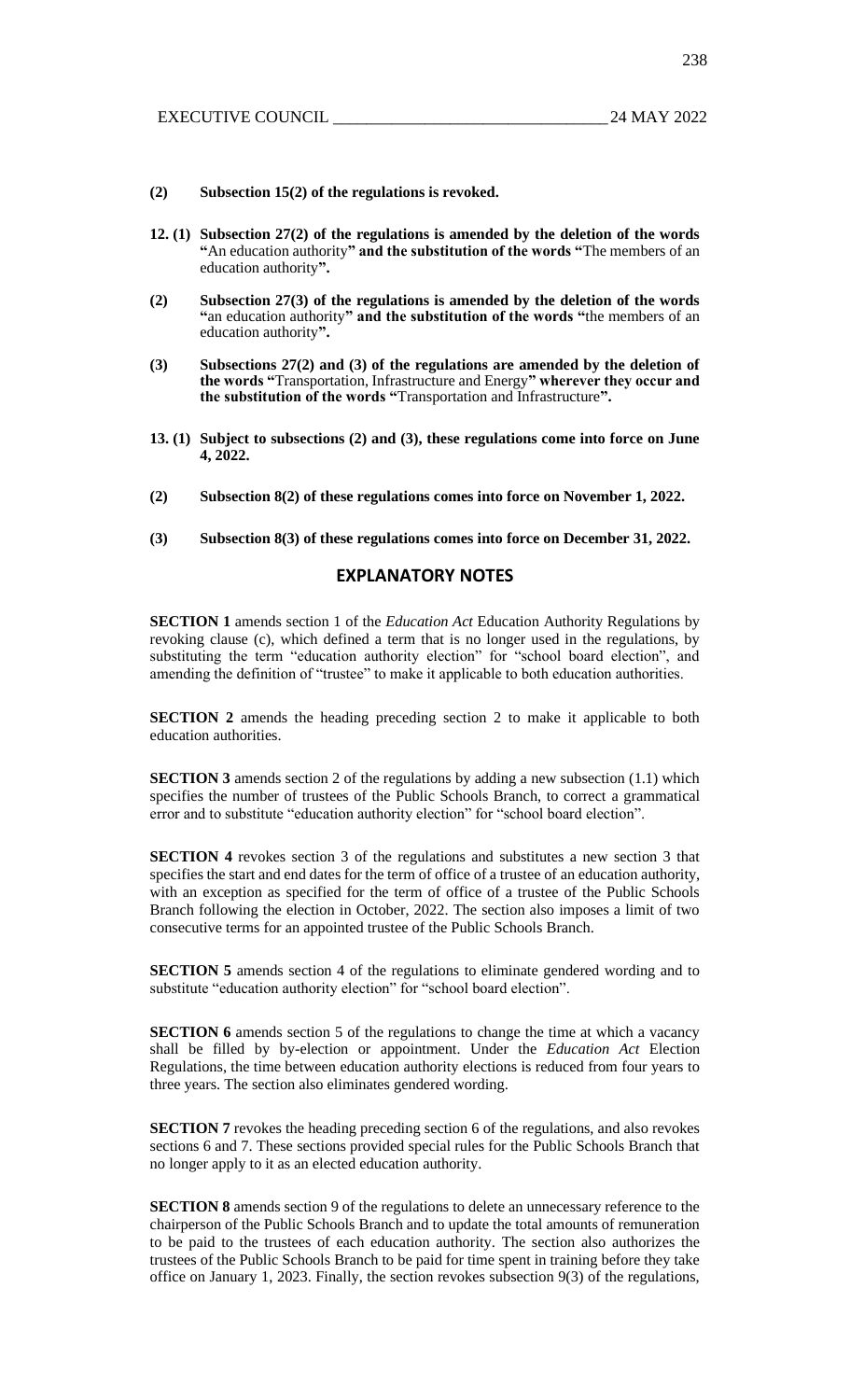**(2) Subsection 15(2) of the regulations is revoked.**

**12. (1) Subsection 27(2) of the regulations is amended by the deletion of the words "**An education authority**" and the substitution of the words "**The members of an education authority**".**

**(2) Subsection 27(3) of the regulations is amended by the deletion of the words "**an education authority**" and the substitution of the words "**the members of an education authority**".**

**(3) Subsections 27(2) and (3) of the regulations are amended by the deletion of the words "**Transportation, Infrastructure and Energy**" wherever they occur and the substitution of the words "**Transportation and Infrastructure**".**

**13. (1) Subject to subsections (2) and (3), these regulations come into force on June 4, 2022.**

**(2) Subsection 8(2) of these regulations comes into force on November 1, 2022.**

**(3) Subsection 8(3) of these regulations comes into force on December 31, 2022.**

## EXPLANATORY NOTES

**SECTION 1** amends section 1 of the *Education Act* Education Authority Regulations by revoking clause (c), which defined a term that is no longer used in the regulations, by substituting the term "education authority election" for "school board election", and amending the definition of "trustee" to make it applicable to both education authorities.

**SECTION 2** amends the heading preceding section 2 to make it applicable to both education authorities.

**SECTION 3** amends section 2 of the regulations by adding a new subsection (1.1) which specifies the number of trustees of the Public Schools Branch, to correct a grammatical error and to substitute "education authority election" for "school board election".

**SECTION 4** revokes section 3 of the regulations and substitutes a new section 3 that specifies the start and end dates for the term of office of a trustee of an education authority, with an exception as specified for the term of office of a trustee of the Public Schools Branch following the election in October, 2022. The section also imposes a limit of two consecutive terms for an appointed trustee of the Public Schools Branch.

**SECTION 5** amends section 4 of the regulations to eliminate gendered wording and to substitute "education authority election" for "school board election".

**SECTION 6** amends section 5 of the regulations to change the time at which a vacancy shall be filled by by-election or appointment. Under the *Education Act* Election Regulations, the time between education authority elections is reduced from four years to three years. The section also eliminates gendered wording.

**SECTION 7** revokes the heading preceding section 6 of the regulations, and also revokes sections 6 and 7. These sections provided special rules for the Public Schools Branch that no longer apply to it as an elected education authority.

**SECTION 8** amends section 9 of the regulations to delete an unnecessary reference to the chairperson of the Public Schools Branch and to update the total amounts of remuneration to be paid to the trustees of each education authority. The section also authorizes the trustees of the Public Schools Branch to be paid for time spent in training before they take office on January 1, 2023. Finally, the section revokes subsection 9(3) of the regulations,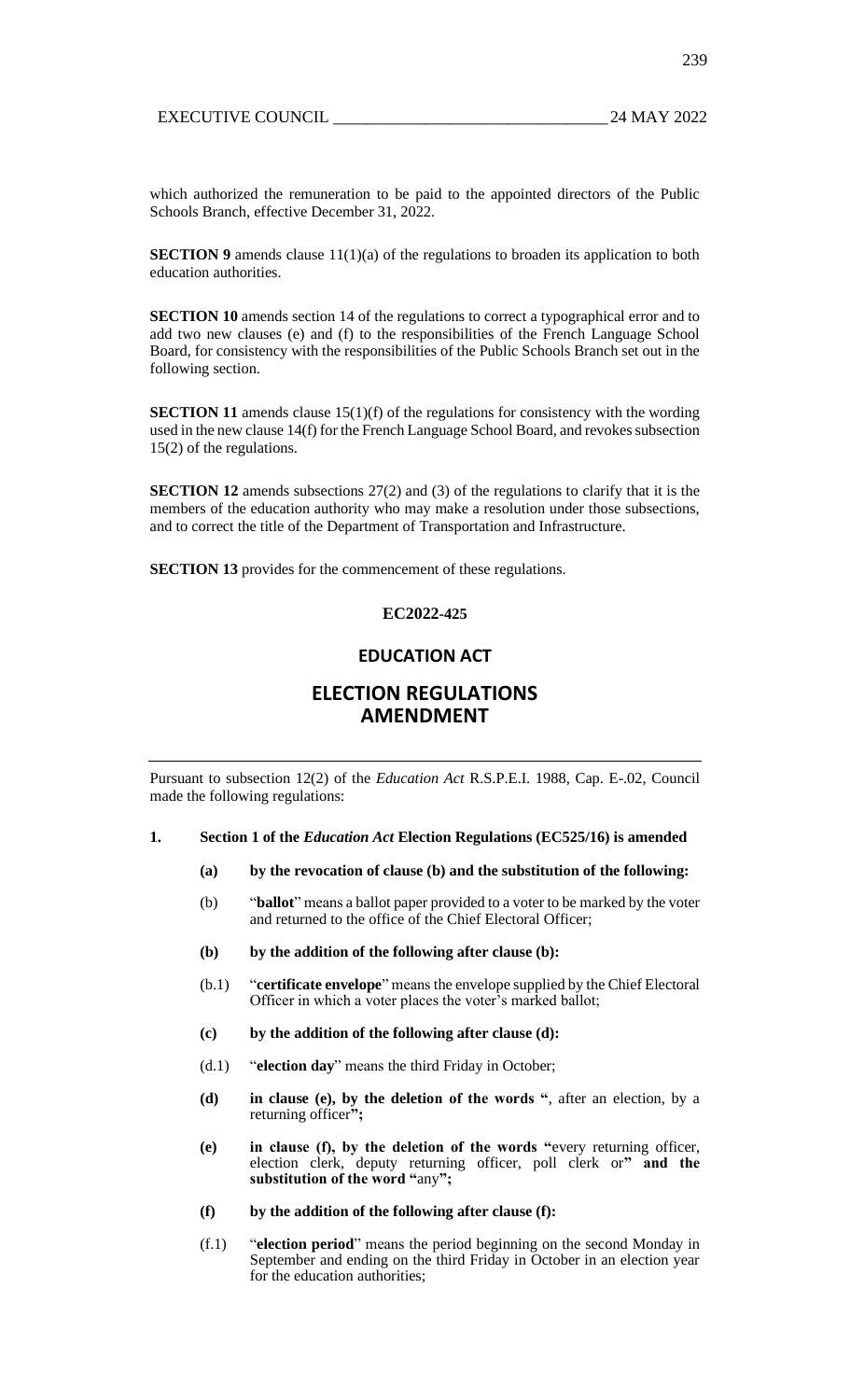which authorized the remuneration to be paid to the appointed directors of the Public Schools Branch, effective December 31, 2022.

**SECTION 9** amends clause 11(1)(a) of the regulations to broaden its application to both education authorities.

**SECTION 10** amends section 14 of the regulations to correct a typographical error and to add two new clauses (e) and (f) to the responsibilities of the French Language School Board, for consistency with the responsibilities of the Public Schools Branch set out in the following section.

**SECTION 11** amends clause 15(1)(f) of the regulations for consistency with the wording used in the new clause 14(f) for the French Language School Board, and revokes subsection 15(2) of the regulations.

**SECTION 12** amends subsections 27(2) and (3) of the regulations to clarify that it is the members of the education authority who may make a resolution under those subsections, and to correct the title of the Department of Transportation and Infrastructure.

**SECTION 13** provides for the commencement of these regulations.

**EC2022-425**

## EDUCATION ACT

# ELECTION REGULATIONS AMENDMENT

---

Pursuant to subsection 12(2) of the *Education Act* R.S.P.E.I. 1988, Cap. E-.02, Council made the following regulations:

**1. Section 1 of the *Education Act* Election Regulations (EC525/16) is amended**

**(a) by the revocation of clause (b) and the substitution of the following:**

(b) "**ballot**" means a ballot paper provided to a voter to be marked by the voter and returned to the office of the Chief Electoral Officer;

**(b) by the addition of the following after clause (b):**

(b.1) "**certificate envelope**" means the envelope supplied by the Chief Electoral Officer in which a voter places the voter's marked ballot;

**(c) by the addition of the following after clause (d):**

(d.1) "**election day**" means the third Friday in October;

**(d) in clause (e), by the deletion of the words "**, after an election, by a returning officer**";**

**(e) in clause (f), by the deletion of the words "**every returning officer, election clerk, deputy returning officer, poll clerk or**" and the substitution of the word "**any**";**

**(f) by the addition of the following after clause (f):**

(f.1) "**election period**" means the period beginning on the second Monday in September and ending on the third Friday in October in an election year for the education authorities;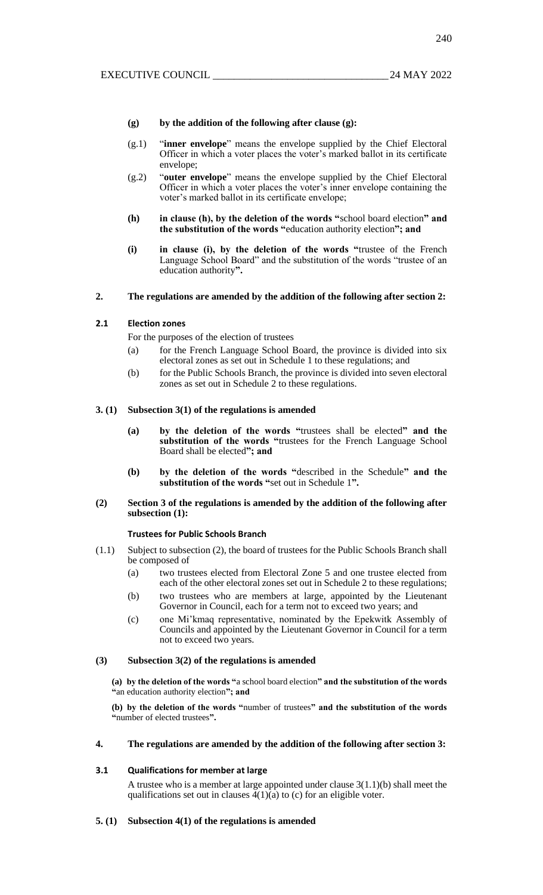**(g) by the addition of the following after clause (g):**

(g.1) "**inner envelope**" means the envelope supplied by the Chief Electoral Officer in which a voter places the voter's marked ballot in its certificate envelope;

(g.2) "**outer envelope**" means the envelope supplied by the Chief Electoral Officer in which a voter places the voter's inner envelope containing the voter's marked ballot in its certificate envelope;

**(h) in clause (h), by the deletion of the words "**school board election**" and the substitution of the words "**education authority election**"; and**

**(i) in clause (i), by the deletion of the words "**trustee of the French Language School Board" and the substitution of the words "trustee of an education authority**".**

**2. The regulations are amended by the addition of the following after section 2:**

**2.1 Election zones**

For the purposes of the election of trustees

(a) for the French Language School Board, the province is divided into six electoral zones as set out in Schedule 1 to these regulations; and

(b) for the Public Schools Branch, the province is divided into seven electoral zones as set out in Schedule 2 to these regulations.

**3. (1) Subsection 3(1) of the regulations is amended**

**(a) by the deletion of the words "**trustees shall be elected**" and the substitution of the words "**trustees for the French Language School Board shall be elected**"; and**

**(b) by the deletion of the words "**described in the Schedule**" and the substitution of the words "**set out in Schedule 1**".**

**(2) Section 3 of the regulations is amended by the addition of the following after subsection (1):**

**Trustees for Public Schools Branch**

(1.1) Subject to subsection (2), the board of trustees for the Public Schools Branch shall be composed of

(a) two trustees elected from Electoral Zone 5 and one trustee elected from each of the other electoral zones set out in Schedule 2 to these regulations;

(b) two trustees who are members at large, appointed by the Lieutenant Governor in Council, each for a term not to exceed two years; and

(c) one Mi'kmaq representative, nominated by the Epekwitk Assembly of Councils and appointed by the Lieutenant Governor in Council for a term not to exceed two years.

**(3) Subsection 3(2) of the regulations is amended**

**(a) by the deletion of the words "**a school board election**" and the substitution of the words "**an education authority election**"; and**

**(b) by the deletion of the words "**number of trustees**" and the substitution of the words "**number of elected trustees**".**

**4. The regulations are amended by the addition of the following after section 3:**

**3.1 Qualifications for member at large**

A trustee who is a member at large appointed under clause 3(1.1)(b) shall meet the qualifications set out in clauses 4(1)(a) to (c) for an eligible voter.

**5. (1) Subsection 4(1) of the regulations is amended**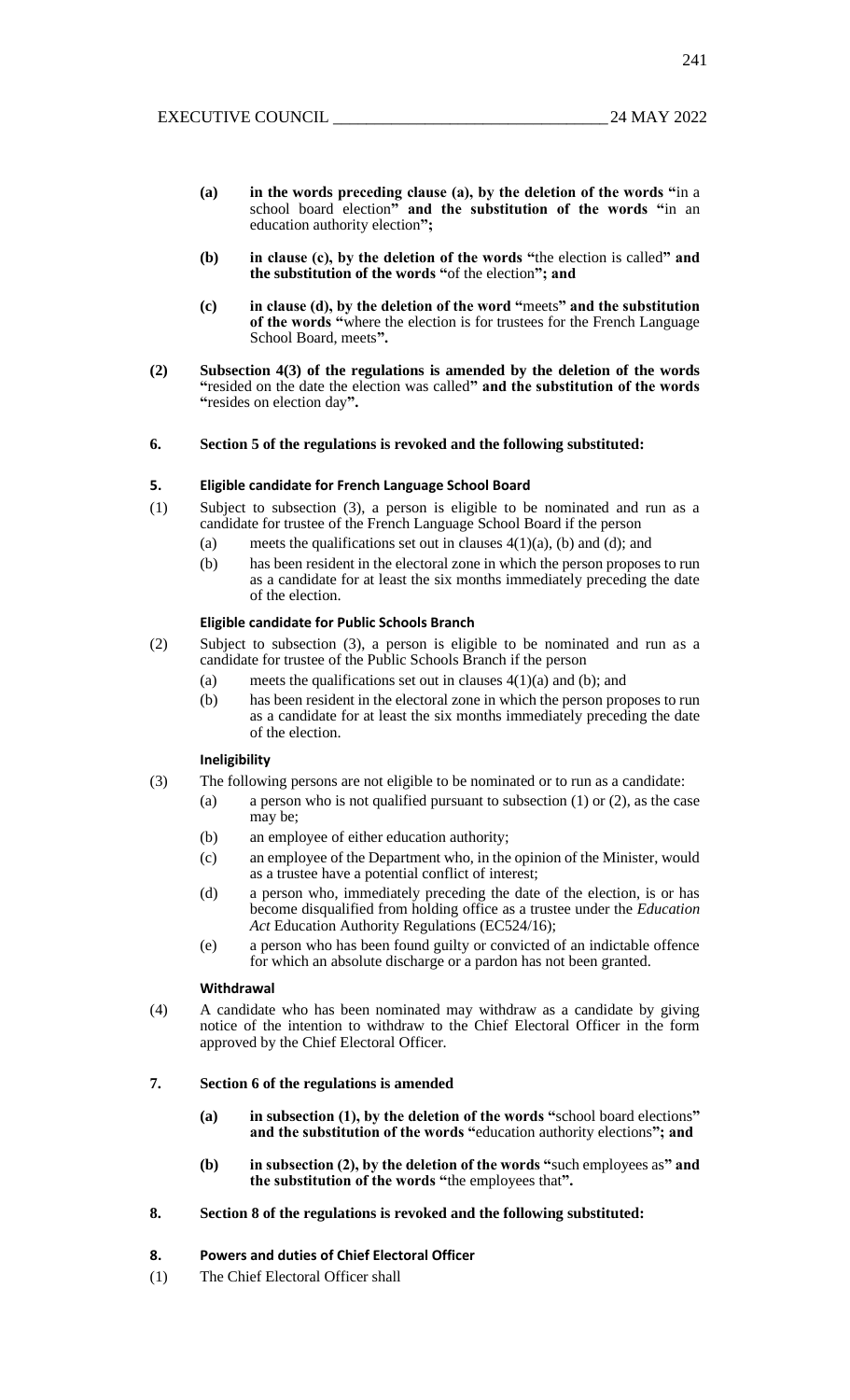- **(a)** **in the words preceding clause (a), by the deletion of the words "**in a school board election**" and the substitution of the words "**in an education authority election**";**

- **(b)** **in clause (c), by the deletion of the words "**the election is called**" and the substitution of the words "**of the election**"; and**

- **(c)** **in clause (d), by the deletion of the word "**meets**" and the substitution of the words "**where the election is for trustees for the French Language School Board, meets**".**

**(2)** **Subsection 4(3) of the regulations is amended by the deletion of the words "**resided on the date the election was called**" and the substitution of the words "**resides on election day**".**

**6.** **Section 5 of the regulations is revoked and the following substituted:**

**5.** **Eligible candidate for French Language School Board**

(1) Subject to subsection (3), a person is eligible to be nominated and run as a candidate for trustee of the French Language School Board if the person

- (a) meets the qualifications set out in clauses 4(1)(a), (b) and (d); and
- (b) has been resident in the electoral zone in which the person proposes to run as a candidate for at least the six months immediately preceding the date of the election.

**Eligible candidate for Public Schools Branch**

(2) Subject to subsection (3), a person is eligible to be nominated and run as a candidate for trustee of the Public Schools Branch if the person

- (a) meets the qualifications set out in clauses 4(1)(a) and (b); and
- (b) has been resident in the electoral zone in which the person proposes to run as a candidate for at least the six months immediately preceding the date of the election.

**Ineligibility**

(3) The following persons are not eligible to be nominated or to run as a candidate:

- (a) a person who is not qualified pursuant to subsection (1) or (2), as the case may be;
- (b) an employee of either education authority;
- (c) an employee of the Department who, in the opinion of the Minister, would as a trustee have a potential conflict of interest;
- (d) a person who, immediately preceding the date of the election, is or has become disqualified from holding office as a trustee under the *Education Act* Education Authority Regulations (EC524/16);
- (e) a person who has been found guilty or convicted of an indictable offence for which an absolute discharge or a pardon has not been granted.

**Withdrawal**

(4) A candidate who has been nominated may withdraw as a candidate by giving notice of the intention to withdraw to the Chief Electoral Officer in the form approved by the Chief Electoral Officer.

**7.** **Section 6 of the regulations is amended**

- **(a)** **in subsection (1), by the deletion of the words "**school board elections**" and the substitution of the words "**education authority elections**"; and**

- **(b)** **in subsection (2), by the deletion of the words "**such employees as**" and the substitution of the words "**the employees that**".**

**8.** **Section 8 of the regulations is revoked and the following substituted:**

**8.** **Powers and duties of Chief Electoral Officer**

(1) The Chief Electoral Officer shall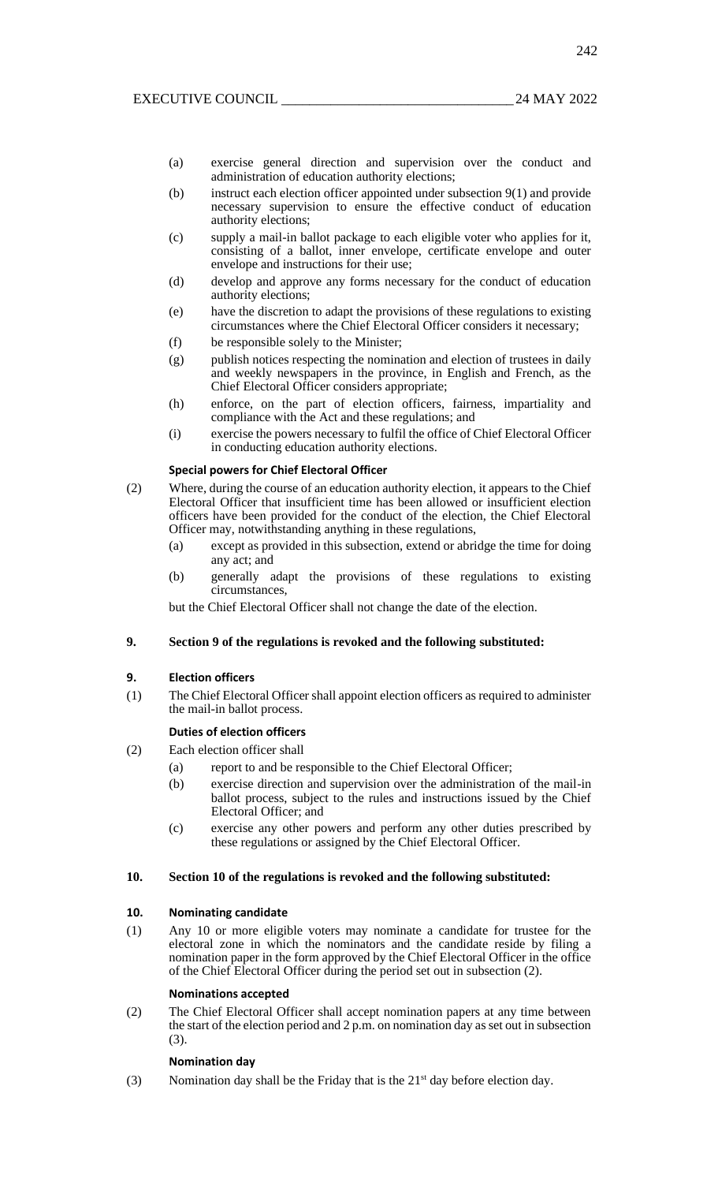(a) exercise general direction and supervision over the conduct and administration of education authority elections;

(b) instruct each election officer appointed under subsection 9(1) and provide necessary supervision to ensure the effective conduct of education authority elections;

(c) supply a mail-in ballot package to each eligible voter who applies for it, consisting of a ballot, inner envelope, certificate envelope and outer envelope and instructions for their use;

(d) develop and approve any forms necessary for the conduct of education authority elections;

(e) have the discretion to adapt the provisions of these regulations to existing circumstances where the Chief Electoral Officer considers it necessary;

(f) be responsible solely to the Minister;

(g) publish notices respecting the nomination and election of trustees in daily and weekly newspapers in the province, in English and French, as the Chief Electoral Officer considers appropriate;

(h) enforce, on the part of election officers, fairness, impartiality and compliance with the Act and these regulations; and

(i) exercise the powers necessary to fulfil the office of Chief Electoral Officer in conducting education authority elections.

**Special powers for Chief Electoral Officer**

(2) Where, during the course of an education authority election, it appears to the Chief Electoral Officer that insufficient time has been allowed or insufficient election officers have been provided for the conduct of the election, the Chief Electoral Officer may, notwithstanding anything in these regulations,

(a) except as provided in this subsection, extend or abridge the time for doing any act; and

(b) generally adapt the provisions of these regulations to existing circumstances,

but the Chief Electoral Officer shall not change the date of the election.

**9. Section 9 of the regulations is revoked and the following substituted:**

**9. Election officers**

(1) The Chief Electoral Officer shall appoint election officers as required to administer the mail-in ballot process.

**Duties of election officers**

(2) Each election officer shall

(a) report to and be responsible to the Chief Electoral Officer;

(b) exercise direction and supervision over the administration of the mail-in ballot process, subject to the rules and instructions issued by the Chief Electoral Officer; and

(c) exercise any other powers and perform any other duties prescribed by these regulations or assigned by the Chief Electoral Officer.

**10. Section 10 of the regulations is revoked and the following substituted:**

**10. Nominating candidate**

(1) Any 10 or more eligible voters may nominate a candidate for trustee for the electoral zone in which the nominators and the candidate reside by filing a nomination paper in the form approved by the Chief Electoral Officer in the office of the Chief Electoral Officer during the period set out in subsection (2).

**Nominations accepted**

(2) The Chief Electoral Officer shall accept nomination papers at any time between the start of the election period and 2 p.m. on nomination day as set out in subsection (3).

**Nomination day**

(3) Nomination day shall be the Friday that is the 21st day before election day.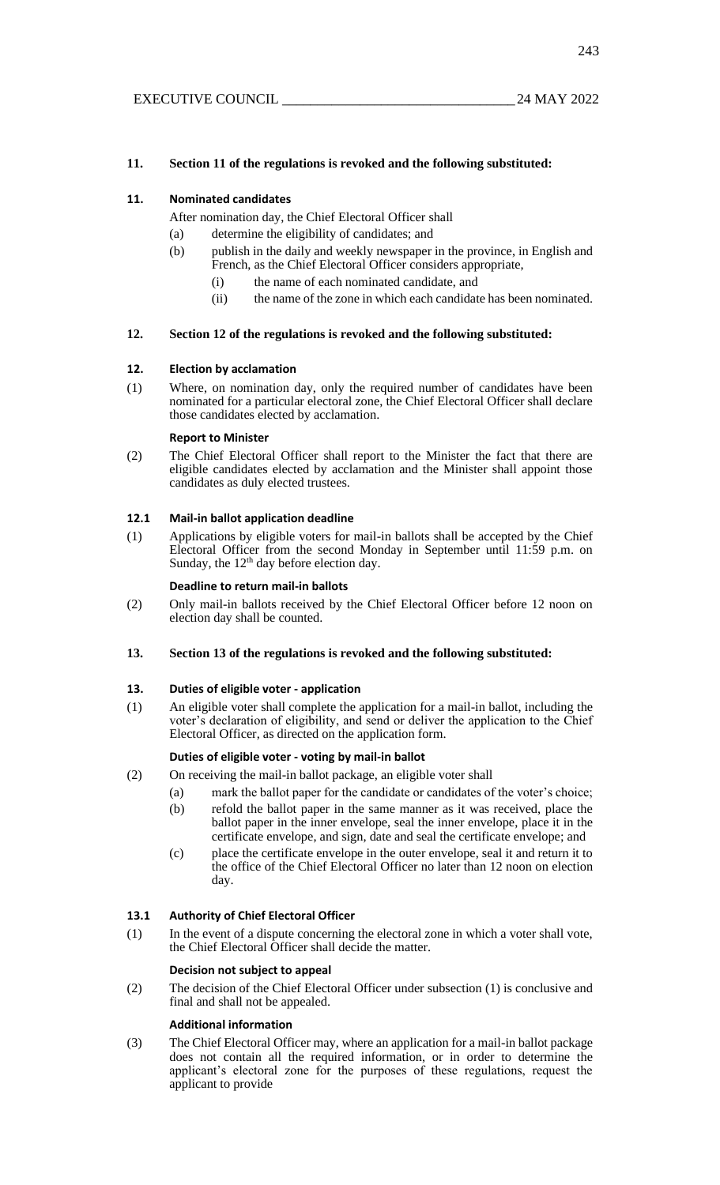**11. Section 11 of the regulations is revoked and the following substituted:**

**11. Nominated candidates**

After nomination day, the Chief Electoral Officer shall

(a) determine the eligibility of candidates; and

(b) publish in the daily and weekly newspaper in the province, in English and French, as the Chief Electoral Officer considers appropriate,

(i) the name of each nominated candidate, and

(ii) the name of the zone in which each candidate has been nominated.

**12. Section 12 of the regulations is revoked and the following substituted:**

**12. Election by acclamation**

(1) Where, on nomination day, only the required number of candidates have been nominated for a particular electoral zone, the Chief Electoral Officer shall declare those candidates elected by acclamation.

**Report to Minister**

(2) The Chief Electoral Officer shall report to the Minister the fact that there are eligible candidates elected by acclamation and the Minister shall appoint those candidates as duly elected trustees.

**12.1 Mail-in ballot application deadline**

(1) Applications by eligible voters for mail-in ballots shall be accepted by the Chief Electoral Officer from the second Monday in September until 11:59 p.m. on Sunday, the 12th day before election day.

**Deadline to return mail-in ballots**

(2) Only mail-in ballots received by the Chief Electoral Officer before 12 noon on election day shall be counted.

**13. Section 13 of the regulations is revoked and the following substituted:**

**13. Duties of eligible voter - application**

(1) An eligible voter shall complete the application for a mail-in ballot, including the voter's declaration of eligibility, and send or deliver the application to the Chief Electoral Officer, as directed on the application form.

**Duties of eligible voter - voting by mail-in ballot**

(2) On receiving the mail-in ballot package, an eligible voter shall

(a) mark the ballot paper for the candidate or candidates of the voter's choice;

(b) refold the ballot paper in the same manner as it was received, place the ballot paper in the inner envelope, seal the inner envelope, place it in the certificate envelope, and sign, date and seal the certificate envelope; and

(c) place the certificate envelope in the outer envelope, seal it and return it to the office of the Chief Electoral Officer no later than 12 noon on election day.

**13.1 Authority of Chief Electoral Officer**

(1) In the event of a dispute concerning the electoral zone in which a voter shall vote, the Chief Electoral Officer shall decide the matter.

**Decision not subject to appeal**

(2) The decision of the Chief Electoral Officer under subsection (1) is conclusive and final and shall not be appealed.

**Additional information**

(3) The Chief Electoral Officer may, where an application for a mail-in ballot package does not contain all the required information, or in order to determine the applicant's electoral zone for the purposes of these regulations, request the applicant to provide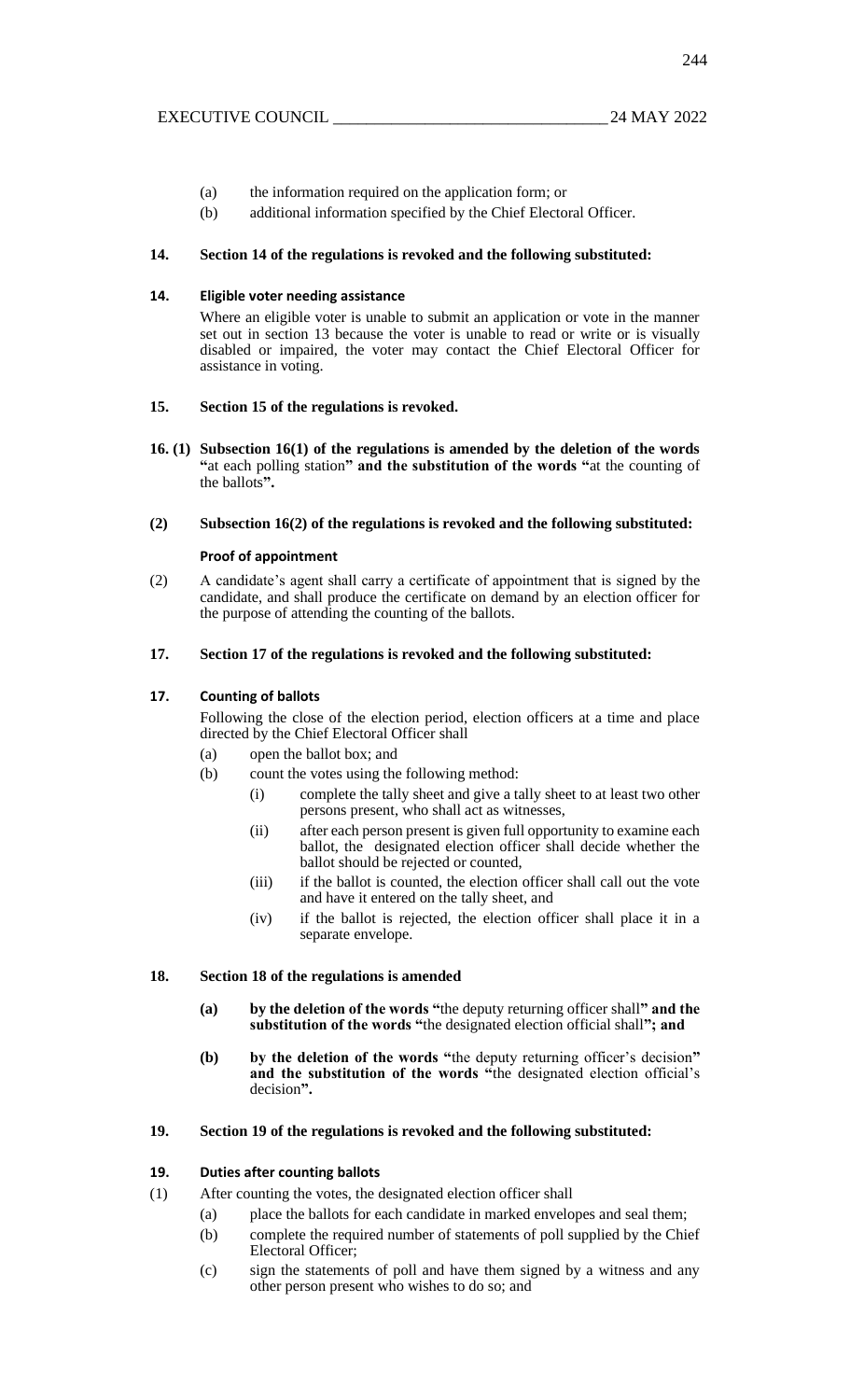(a) the information required on the application form; or

(b) additional information specified by the Chief Electoral Officer.

**14. Section 14 of the regulations is revoked and the following substituted:**

**14. Eligible voter needing assistance**

Where an eligible voter is unable to submit an application or vote in the manner set out in section 13 because the voter is unable to read or write or is visually disabled or impaired, the voter may contact the Chief Electoral Officer for assistance in voting.

**15. Section 15 of the regulations is revoked.**

**16. (1) Subsection 16(1) of the regulations is amended by the deletion of the words "**at each polling station**" and the substitution of the words "**at the counting of the ballots**".**

**(2) Subsection 16(2) of the regulations is revoked and the following substituted:**

**Proof of appointment**

(2) A candidate's agent shall carry a certificate of appointment that is signed by the candidate, and shall produce the certificate on demand by an election officer for the purpose of attending the counting of the ballots.

**17. Section 17 of the regulations is revoked and the following substituted:**

**17. Counting of ballots**

Following the close of the election period, election officers at a time and place directed by the Chief Electoral Officer shall

(a) open the ballot box; and

(b) count the votes using the following method:

 (i) complete the tally sheet and give a tally sheet to at least two other persons present, who shall act as witnesses,

 (ii) after each person present is given full opportunity to examine each ballot, the designated election officer shall decide whether the ballot should be rejected or counted,

 (iii) if the ballot is counted, the election officer shall call out the vote and have it entered on the tally sheet, and

 (iv) if the ballot is rejected, the election officer shall place it in a separate envelope.

**18. Section 18 of the regulations is amended**

**(a) by the deletion of the words "**the deputy returning officer shall**" and the substitution of the words "**the designated election official shall**"; and**

**(b) by the deletion of the words "**the deputy returning officer's decision**" and the substitution of the words "**the designated election official's decision**".**

**19. Section 19 of the regulations is revoked and the following substituted:**

**19. Duties after counting ballots**

(1) After counting the votes, the designated election officer shall

(a) place the ballots for each candidate in marked envelopes and seal them;

(b) complete the required number of statements of poll supplied by the Chief Electoral Officer;

(c) sign the statements of poll and have them signed by a witness and any other person present who wishes to do so; and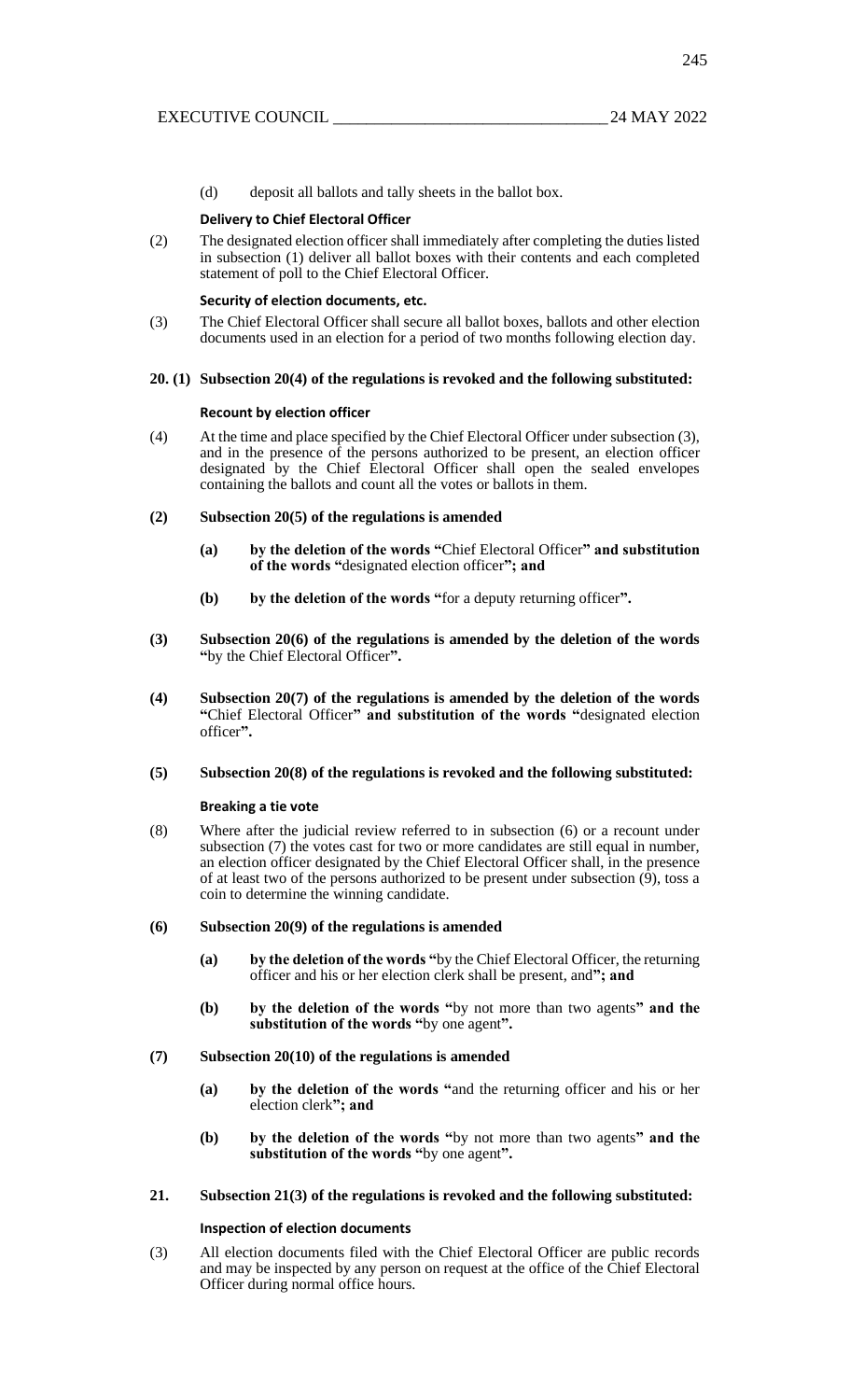(d) deposit all ballots and tally sheets in the ballot box.

**Delivery to Chief Electoral Officer**

(2) The designated election officer shall immediately after completing the duties listed in subsection (1) deliver all ballot boxes with their contents and each completed statement of poll to the Chief Electoral Officer.

**Security of election documents, etc.**

(3) The Chief Electoral Officer shall secure all ballot boxes, ballots and other election documents used in an election for a period of two months following election day.

**20. (1) Subsection 20(4) of the regulations is revoked and the following substituted:**

**Recount by election officer**

(4) At the time and place specified by the Chief Electoral Officer under subsection (3), and in the presence of the persons authorized to be present, an election officer designated by the Chief Electoral Officer shall open the sealed envelopes containing the ballots and count all the votes or ballots in them.

**(2) Subsection 20(5) of the regulations is amended**

**(a) by the deletion of the words "**Chief Electoral Officer**" and substitution of the words "**designated election officer**"; and**

**(b) by the deletion of the words "**for a deputy returning officer**".**

**(3) Subsection 20(6) of the regulations is amended by the deletion of the words "**by the Chief Electoral Officer**".**

**(4) Subsection 20(7) of the regulations is amended by the deletion of the words "**Chief Electoral Officer**" and substitution of the words "**designated election officer**".**

**(5) Subsection 20(8) of the regulations is revoked and the following substituted:**

**Breaking a tie vote**

(8) Where after the judicial review referred to in subsection (6) or a recount under subsection (7) the votes cast for two or more candidates are still equal in number, an election officer designated by the Chief Electoral Officer shall, in the presence of at least two of the persons authorized to be present under subsection (9), toss a coin to determine the winning candidate.

**(6) Subsection 20(9) of the regulations is amended**

**(a) by the deletion of the words "**by the Chief Electoral Officer, the returning officer and his or her election clerk shall be present, and**"; and**

**(b) by the deletion of the words "**by not more than two agents**" and the substitution of the words "**by one agent**".**

**(7) Subsection 20(10) of the regulations is amended**

**(a) by the deletion of the words "**and the returning officer and his or her election clerk**"; and**

**(b) by the deletion of the words "**by not more than two agents**" and the substitution of the words "**by one agent**".**

**21. Subsection 21(3) of the regulations is revoked and the following substituted:**

**Inspection of election documents**

(3) All election documents filed with the Chief Electoral Officer are public records and may be inspected by any person on request at the office of the Chief Electoral Officer during normal office hours.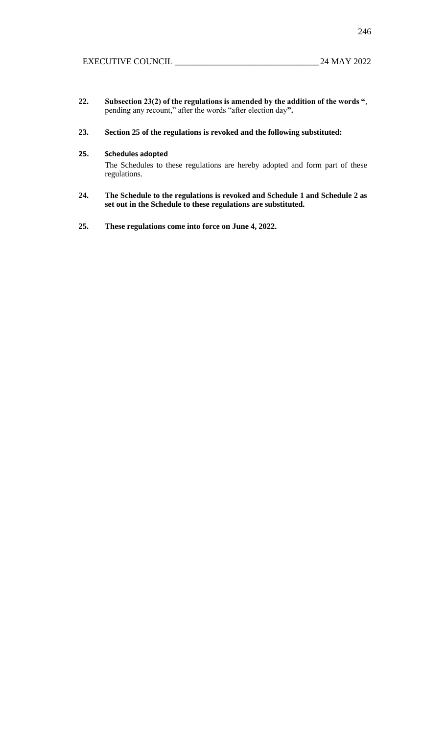**22. Subsection 23(2) of the regulations is amended by the addition of the words "**, pending any recount," after the words "after election day**".**

**23. Section 25 of the regulations is revoked and the following substituted:**

**25. Schedules adopted**

The Schedules to these regulations are hereby adopted and form part of these regulations.

**24. The Schedule to the regulations is revoked and Schedule 1 and Schedule 2 as set out in the Schedule to these regulations are substituted.**

**25. These regulations come into force on June 4, 2022.**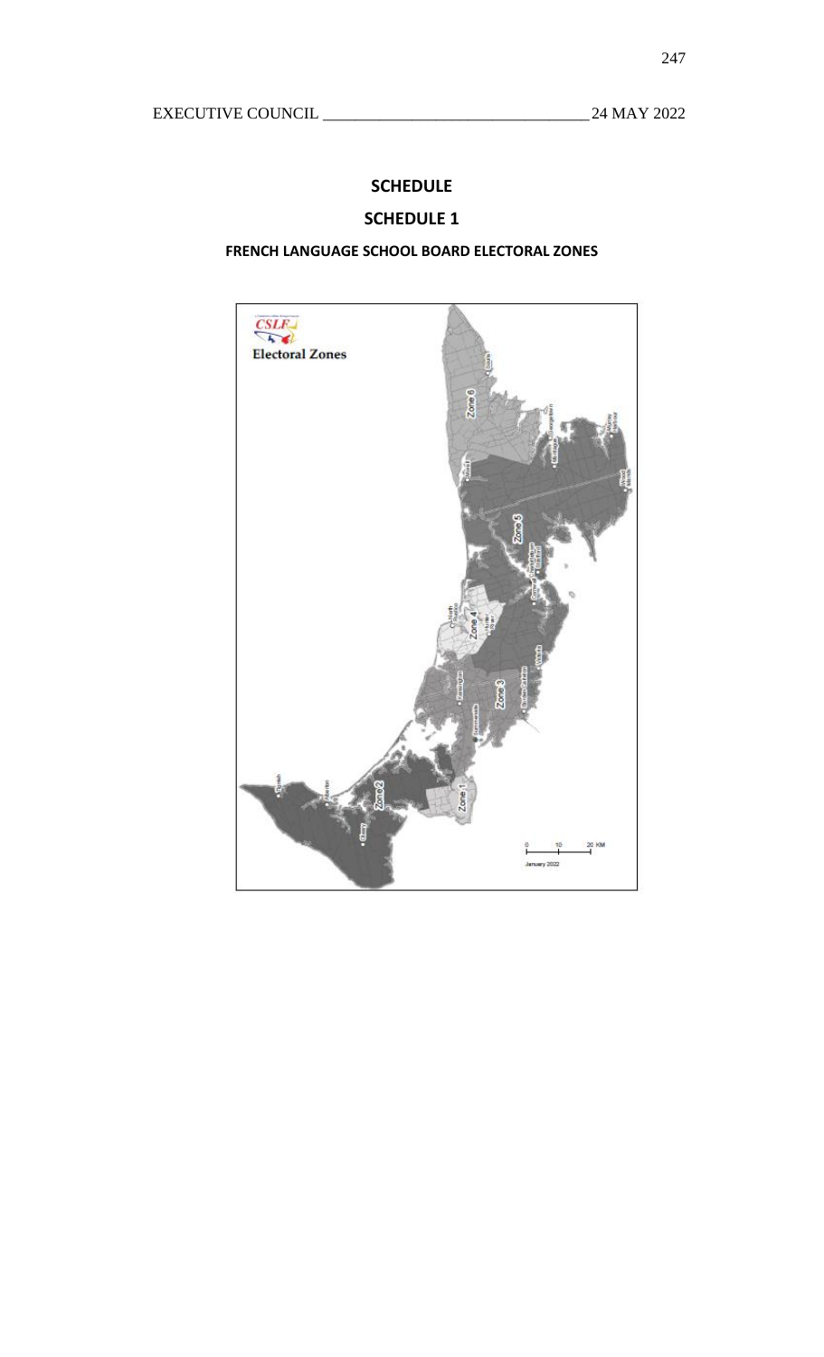## SCHEDULE

## SCHEDULE 1

### FRENCH LANGUAGE SCHOOL BOARD ELECTORAL ZONES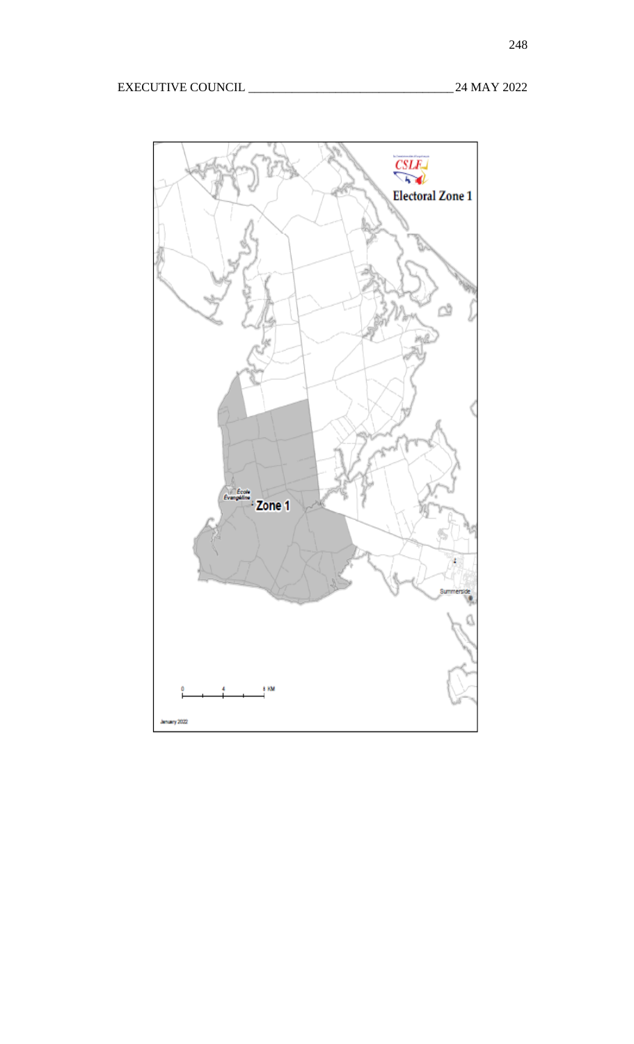**Electoral Zone 1**

École Évangéline

Zone 1

Summerside

0 4 8 KM

January 2022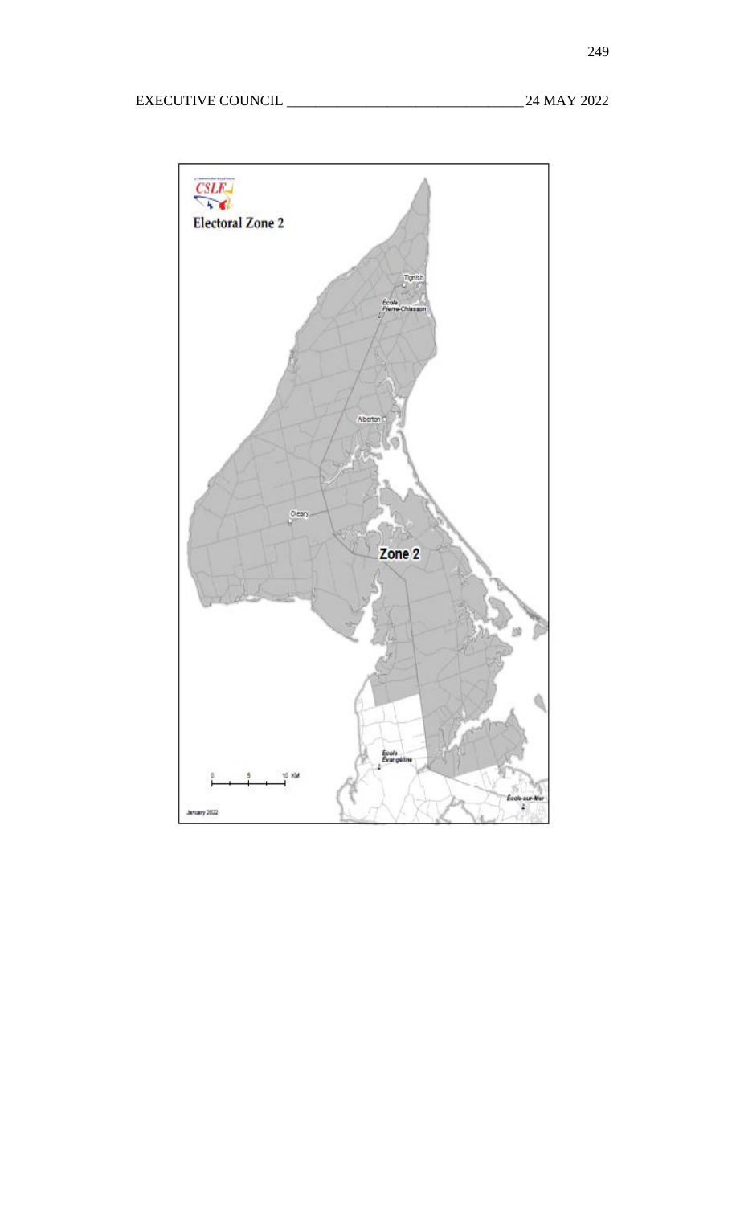CSLF

**Electoral Zone 2**

Tignish

École Pierre-Chiasson

Alberton

Oleary

Zone 2

École Évangéline

École-sur-Mer

0 5 10 KM

January 2022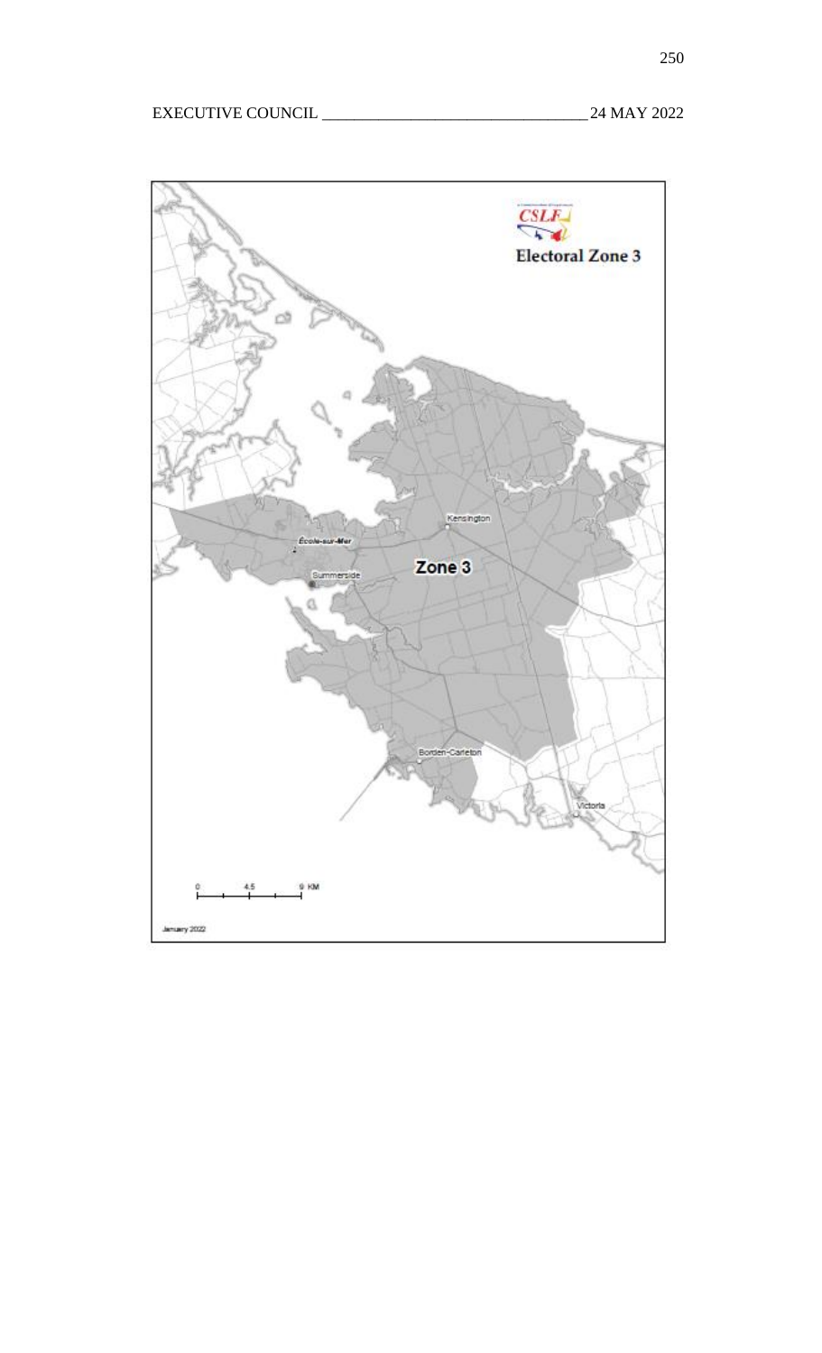**CSLF**

**Electoral Zone 3**

Kensington

École-sur-Mer

Summerside

**Zone 3**

Borden-Carleton

Victoria

0 4.5 9 KM

January 2022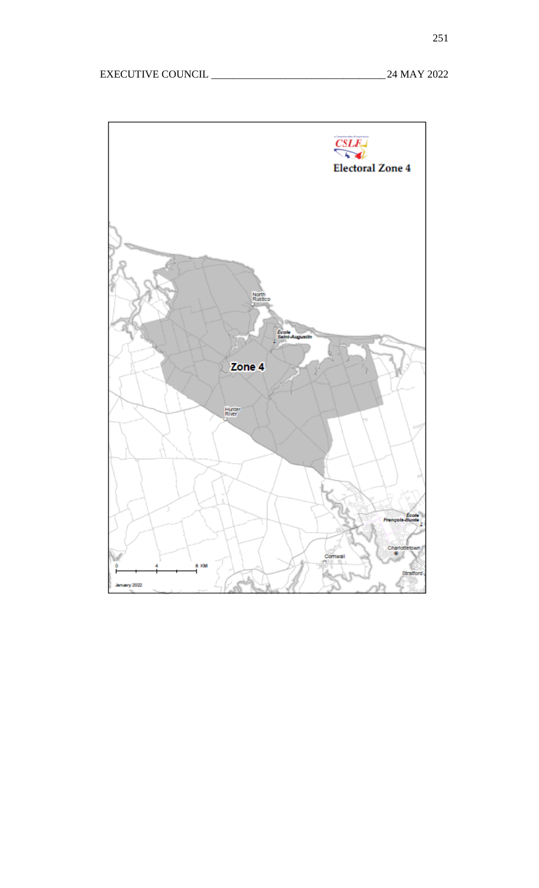CSLF

Electoral Zone 4

Zone 4

North Rustico

École Saint-Augustin

Hunter River

École François-Buote

Charlottetown

Cornwall

Stratford

0 4 8 KM

January 2022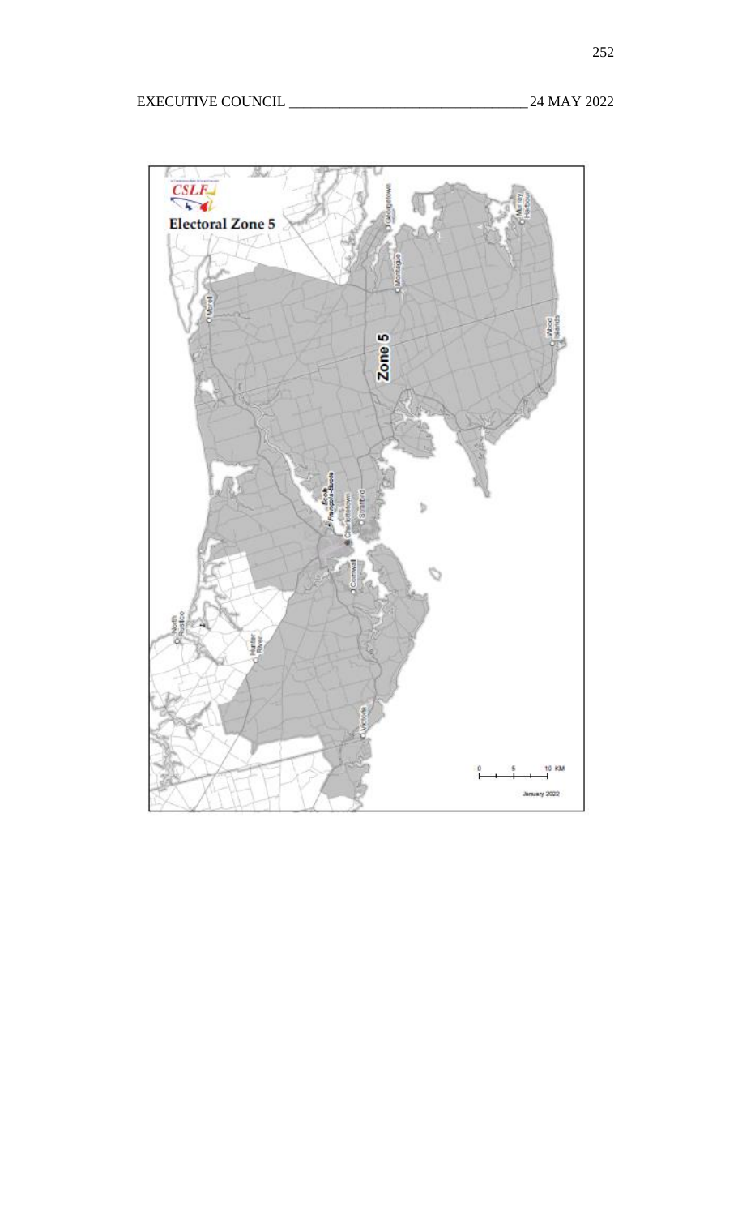CSLF

**Electoral Zone 5**

Zone 5

Georgetown

Murray Harbour

Montague

Morell

Wood Islands

École François-Buote

Charlottetown

Stratford

Cornwall

North Rustico

Hunter River

Victoria

0 5 10 KM

January 2022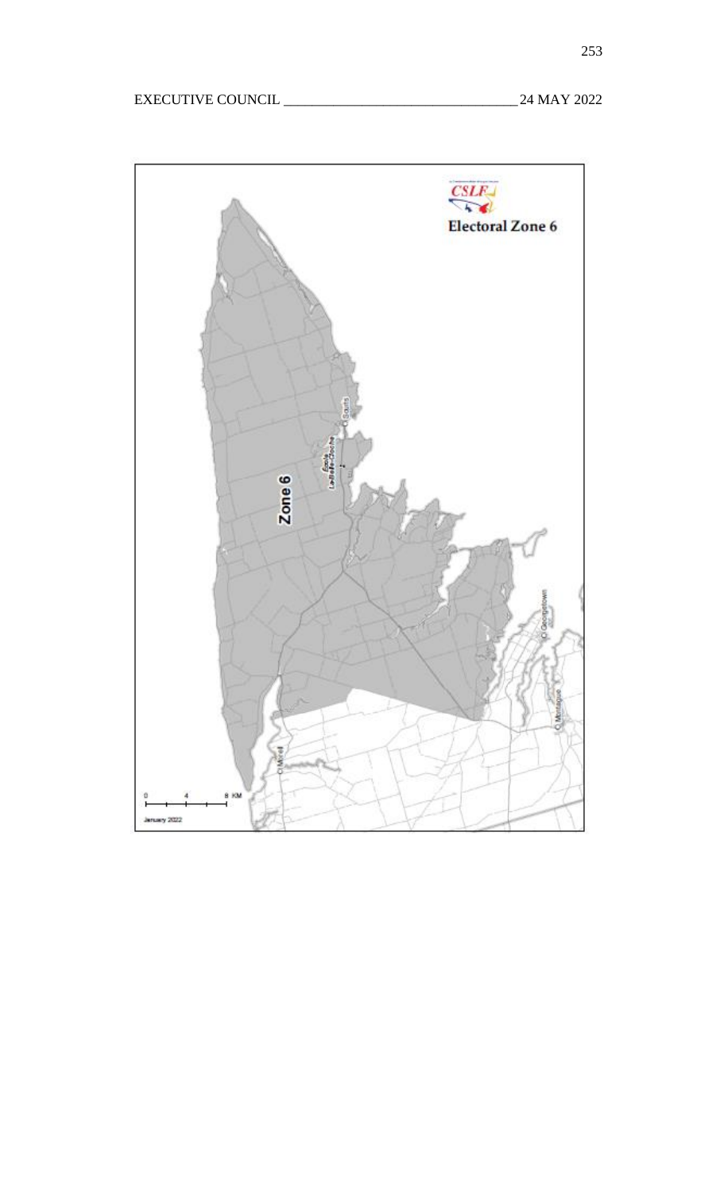**Electoral Zone 6**

Zone 6

Souris

École La-Belle-Cloche

Georgetown

Montague

Morell

0 4 8 KM

January 2022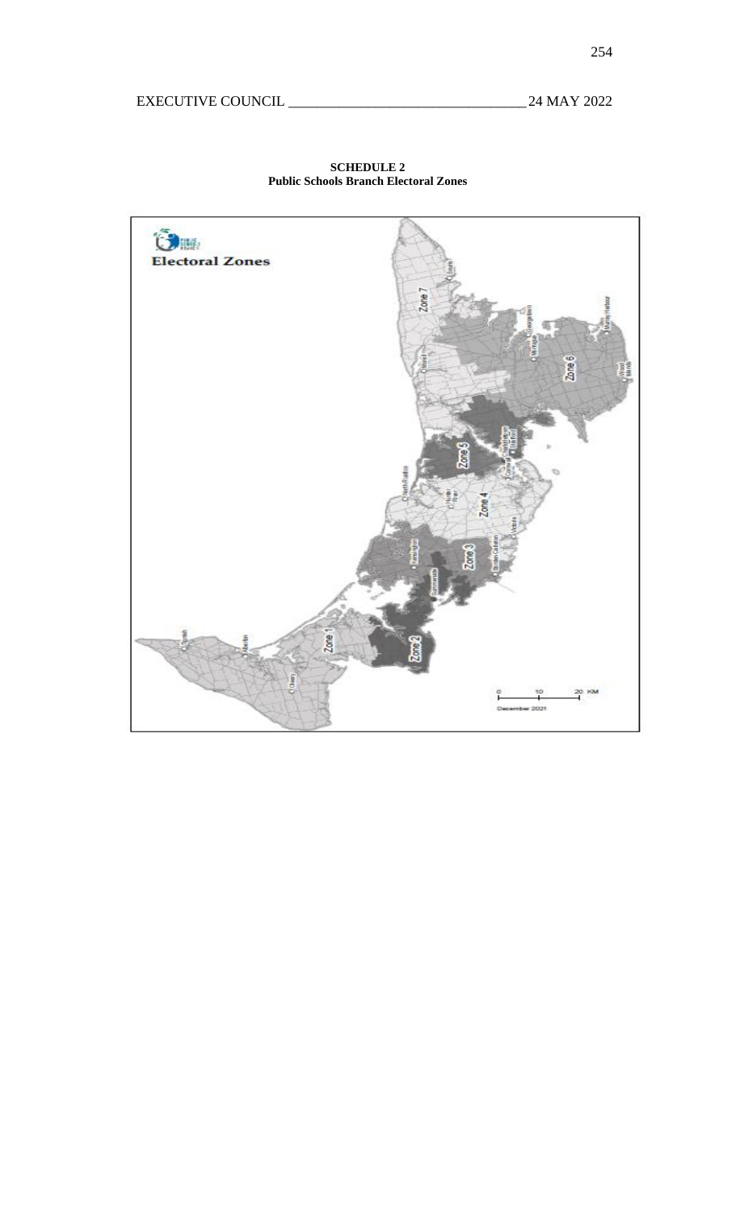**SCHEDULE 2**
**Public Schools Branch Electoral Zones**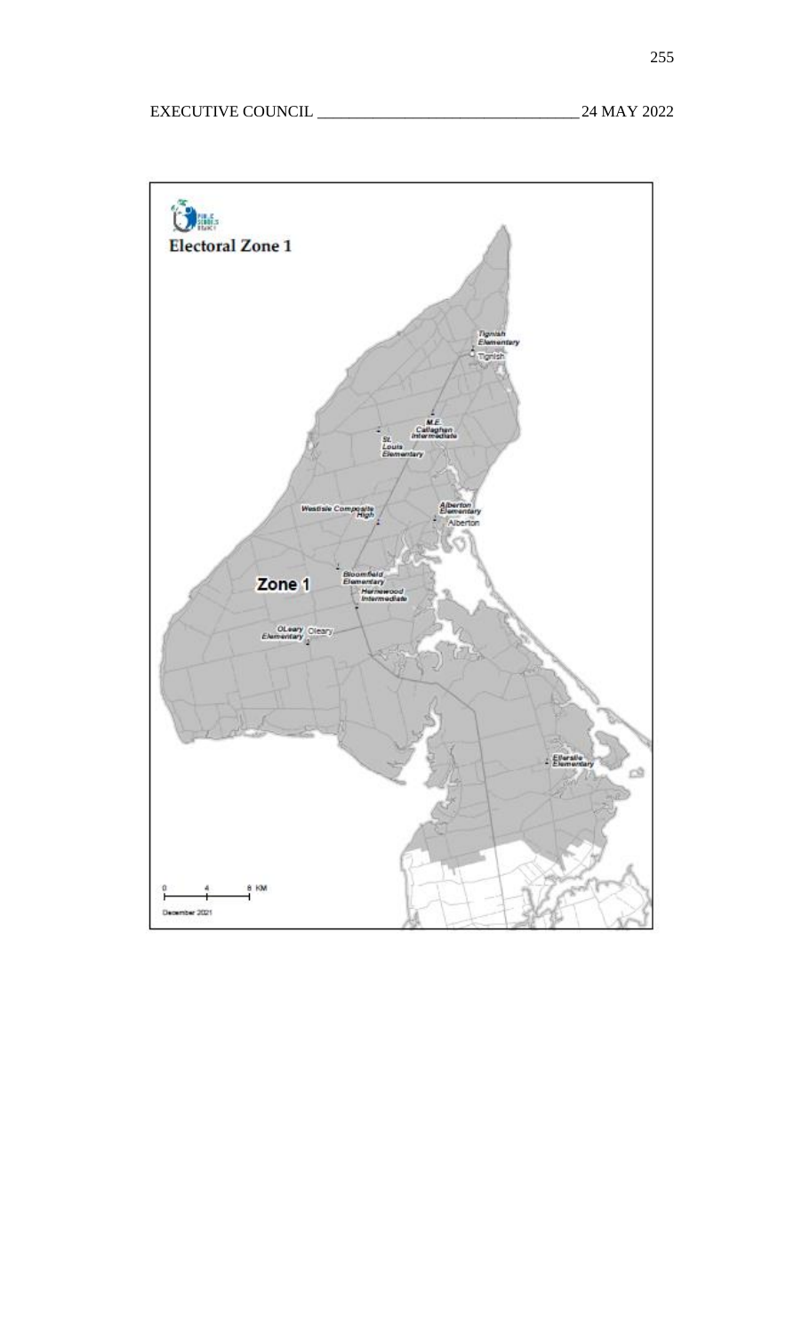**Electoral Zone 1**

Zone 1

Tignish Elementary
Tignish
M.E. Callaghan Intermediate
St. Louis Elementary
Westisle Composite High
Alberton Elementary
Alberton
Bloomfield Elementary
Hernewood Intermediate
OLeary Elementary
Oleary
Ellerslie Elementary

0 4 8 KM

December 2021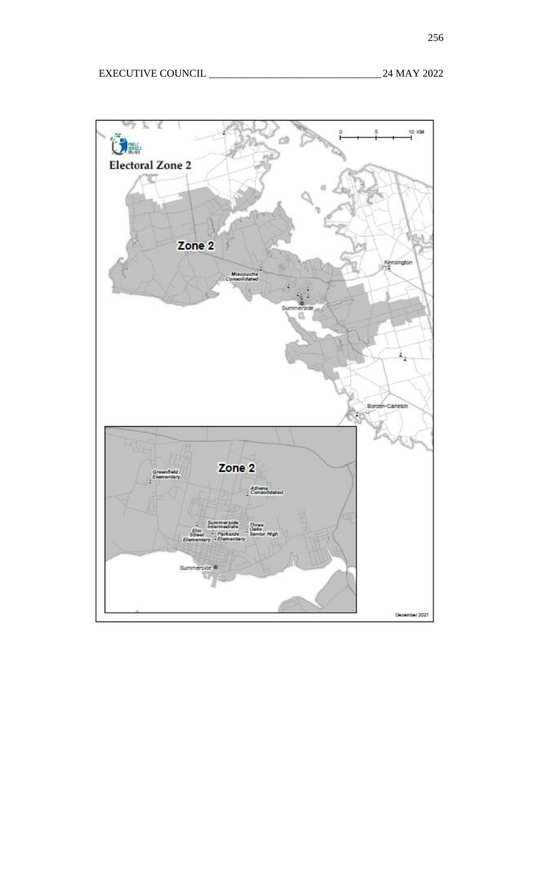**Electoral Zone 2**

Zone 2

Miscouche Consolidated

Summerside

Kensington

Borden-Carleton

0 5 10 KM

Zone 2

Greenfield Elementary

Athena Consolidated

Summerside Intermediate

Three Oaks Senior High

Elm Street Elementary

Parkside Elementary

Summerside

December 2021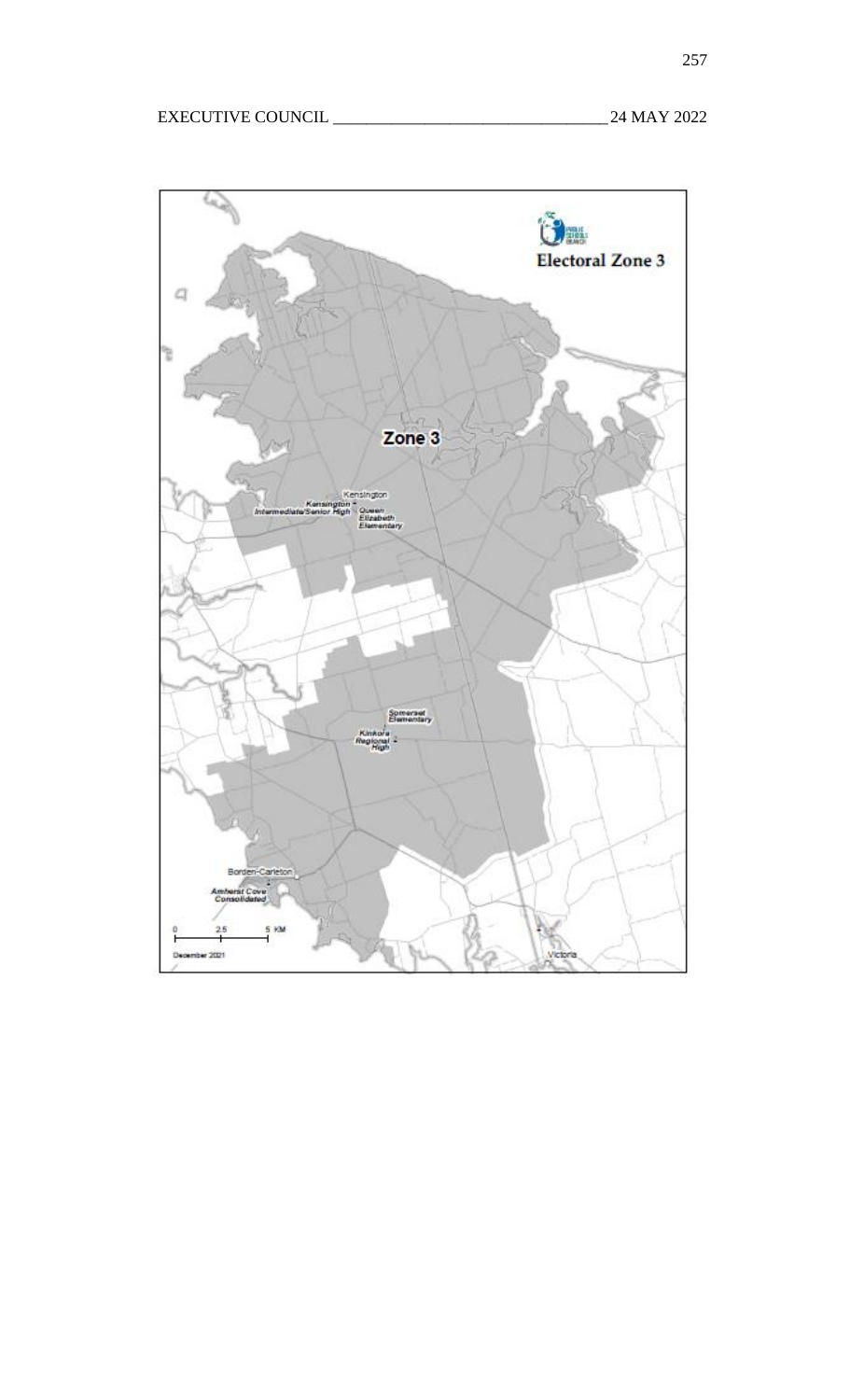# Electoral Zone 3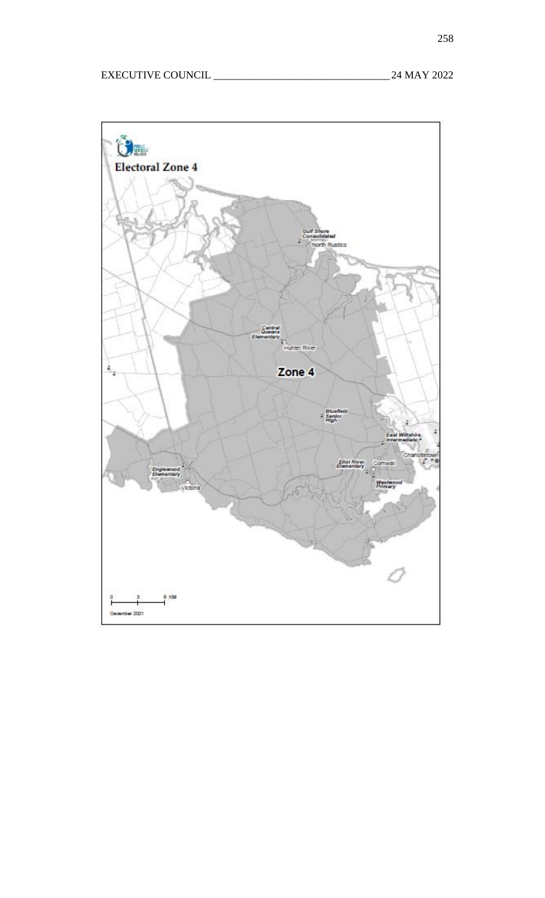## Electoral Zone 4

Zone 4

Gulf Shore Consolidated
North Rustico
Central Queens Elementary
Hunter River
Bluefield Senior High
East Wiltshire Intermediate
Charlottetown
Eliot River Elementary
Cornwall
Westwood Primary
Englewood Elementary
Victoria

0 3 6 KM

December 2021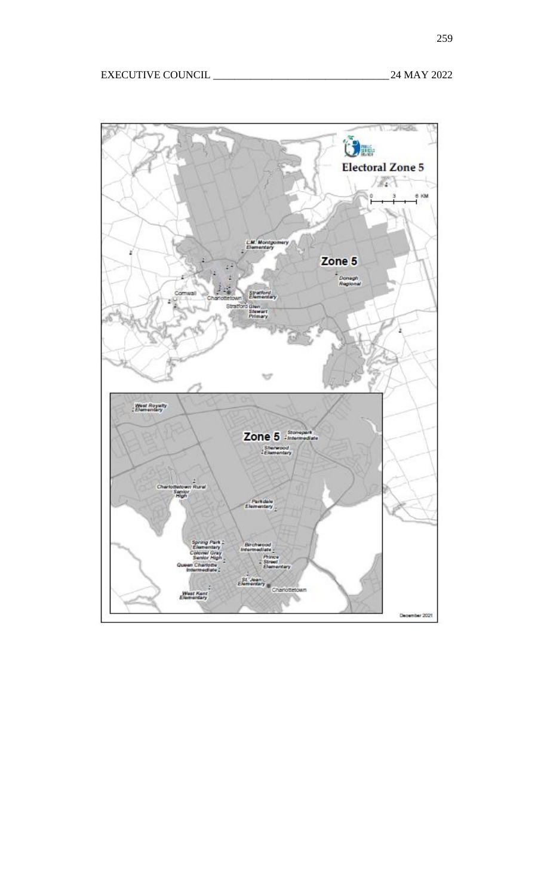**Electoral Zone 5**

December 2021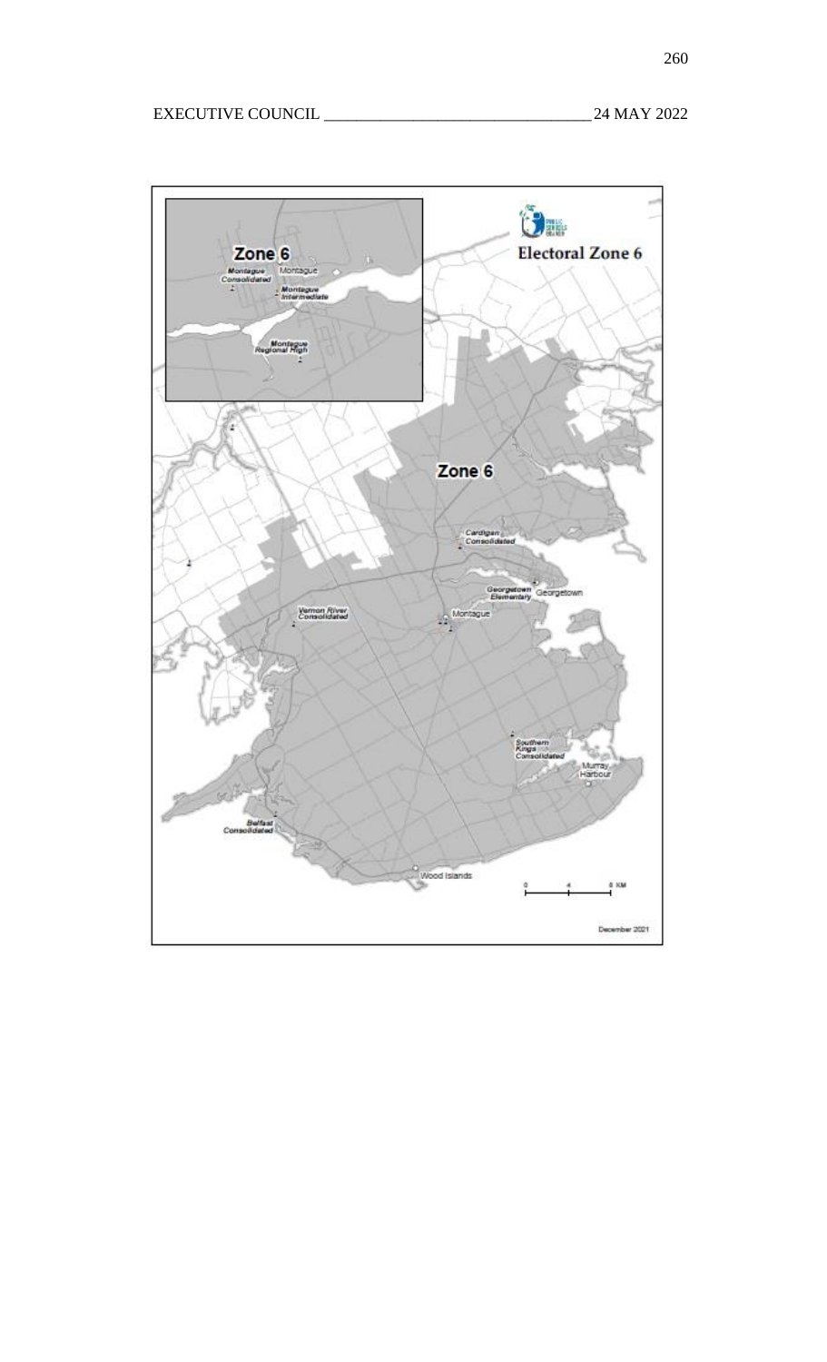**Electoral Zone 6**

Zone 6

Montague Consolidated

Montague

Montague Intermediate

Montague Regional High

Cardigan Consolidated

Georgetown Elementary

Georgetown

Vernon River Consolidated

Southern Kings Consolidated

Murray Harbour

Belfast Consolidated

Wood Islands

0 4 8 KM

December 2021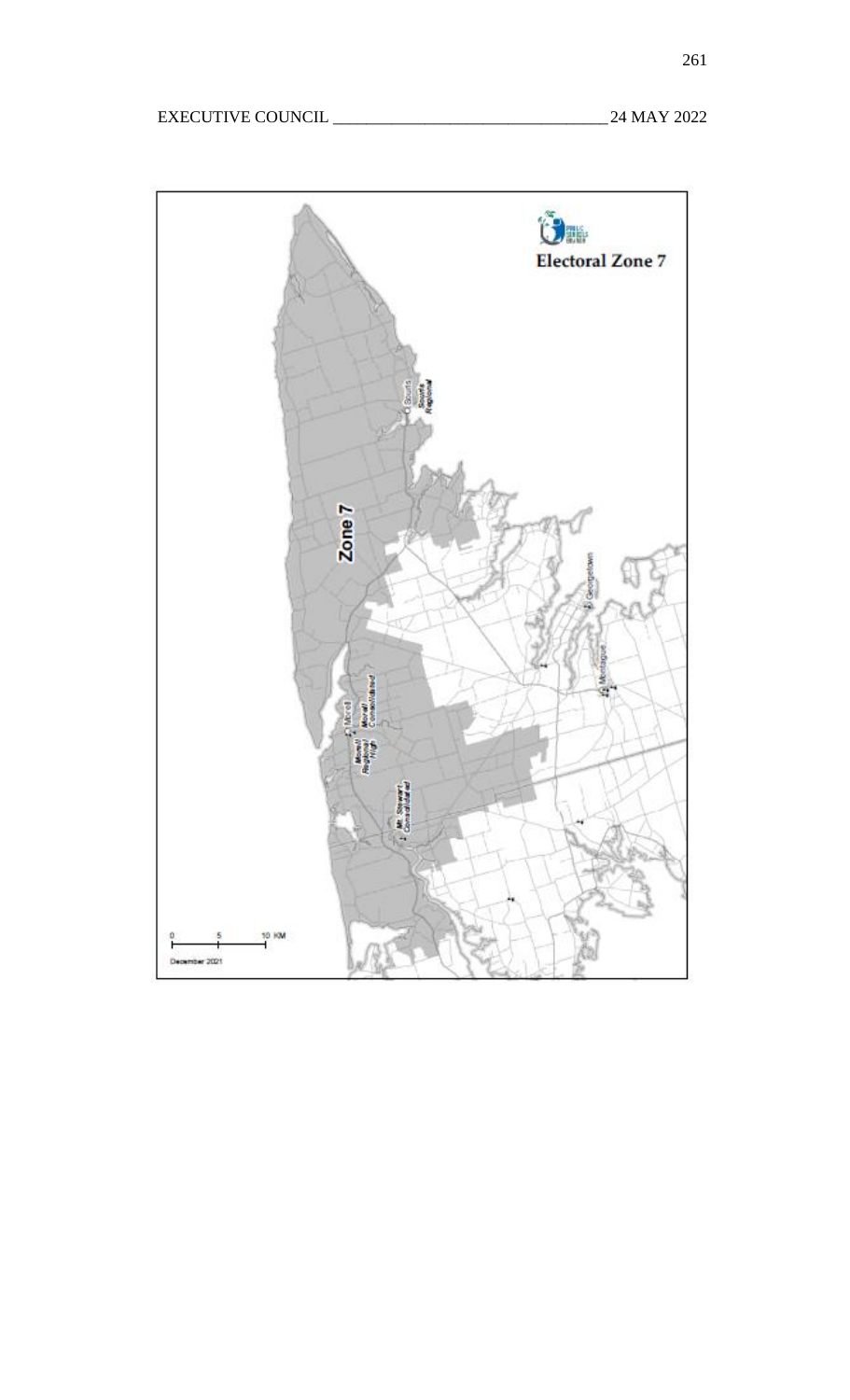Electoral Zone 7

Zone 7

Souris
Souris Regional

Georgetown

Montague

Morell
Morell Consolidated
Morell Regional High

Mt. Stewart Consolidated

0 5 10 KM

December 2021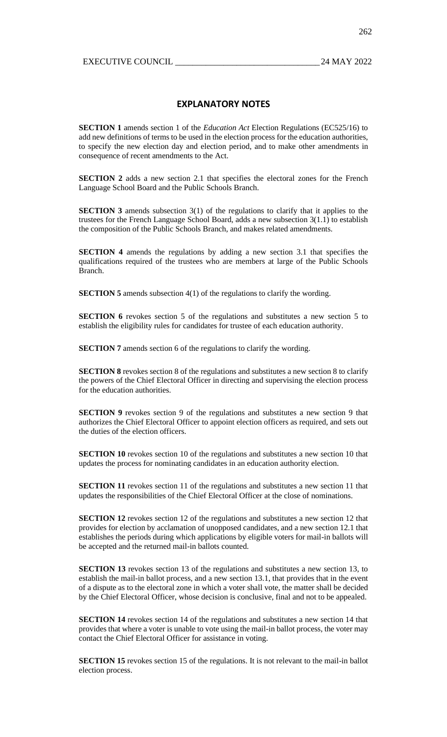## EXPLANATORY NOTES

**SECTION 1** amends section 1 of the *Education Act* Election Regulations (EC525/16) to add new definitions of terms to be used in the election process for the education authorities, to specify the new election day and election period, and to make other amendments in consequence of recent amendments to the Act.

**SECTION 2** adds a new section 2.1 that specifies the electoral zones for the French Language School Board and the Public Schools Branch.

**SECTION 3** amends subsection 3(1) of the regulations to clarify that it applies to the trustees for the French Language School Board, adds a new subsection 3(1.1) to establish the composition of the Public Schools Branch, and makes related amendments.

**SECTION 4** amends the regulations by adding a new section 3.1 that specifies the qualifications required of the trustees who are members at large of the Public Schools Branch.

**SECTION 5** amends subsection 4(1) of the regulations to clarify the wording.

**SECTION 6** revokes section 5 of the regulations and substitutes a new section 5 to establish the eligibility rules for candidates for trustee of each education authority.

**SECTION 7** amends section 6 of the regulations to clarify the wording.

**SECTION 8** revokes section 8 of the regulations and substitutes a new section 8 to clarify the powers of the Chief Electoral Officer in directing and supervising the election process for the education authorities.

**SECTION 9** revokes section 9 of the regulations and substitutes a new section 9 that authorizes the Chief Electoral Officer to appoint election officers as required, and sets out the duties of the election officers.

**SECTION 10** revokes section 10 of the regulations and substitutes a new section 10 that updates the process for nominating candidates in an education authority election.

**SECTION 11** revokes section 11 of the regulations and substitutes a new section 11 that updates the responsibilities of the Chief Electoral Officer at the close of nominations.

**SECTION 12** revokes section 12 of the regulations and substitutes a new section 12 that provides for election by acclamation of unopposed candidates, and a new section 12.1 that establishes the periods during which applications by eligible voters for mail-in ballots will be accepted and the returned mail-in ballots counted.

**SECTION 13** revokes section 13 of the regulations and substitutes a new section 13, to establish the mail-in ballot process, and a new section 13.1, that provides that in the event of a dispute as to the electoral zone in which a voter shall vote, the matter shall be decided by the Chief Electoral Officer, whose decision is conclusive, final and not to be appealed.

**SECTION 14** revokes section 14 of the regulations and substitutes a new section 14 that provides that where a voter is unable to vote using the mail-in ballot process, the voter may contact the Chief Electoral Officer for assistance in voting.

**SECTION 15** revokes section 15 of the regulations. It is not relevant to the mail-in ballot election process.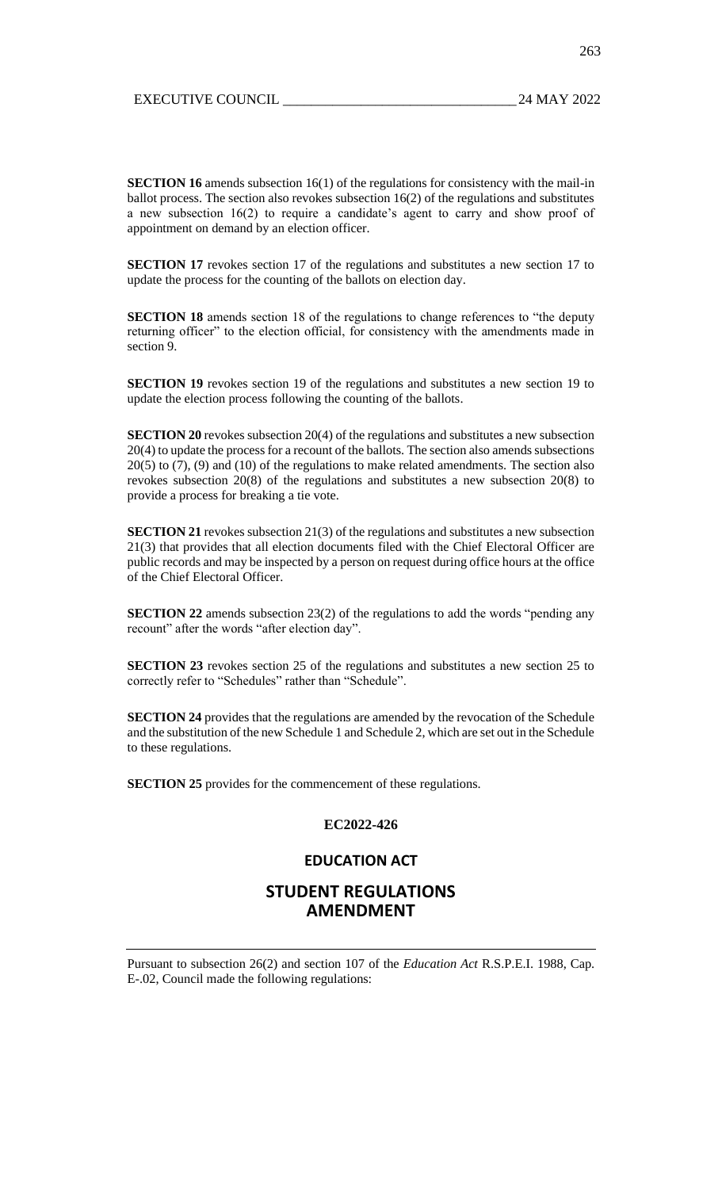**SECTION 16** amends subsection 16(1) of the regulations for consistency with the mail-in ballot process. The section also revokes subsection 16(2) of the regulations and substitutes a new subsection 16(2) to require a candidate's agent to carry and show proof of appointment on demand by an election officer.

**SECTION 17** revokes section 17 of the regulations and substitutes a new section 17 to update the process for the counting of the ballots on election day.

**SECTION 18** amends section 18 of the regulations to change references to "the deputy returning officer" to the election official, for consistency with the amendments made in section 9.

**SECTION 19** revokes section 19 of the regulations and substitutes a new section 19 to update the election process following the counting of the ballots.

**SECTION 20** revokes subsection 20(4) of the regulations and substitutes a new subsection 20(4) to update the process for a recount of the ballots. The section also amends subsections 20(5) to (7), (9) and (10) of the regulations to make related amendments. The section also revokes subsection 20(8) of the regulations and substitutes a new subsection 20(8) to provide a process for breaking a tie vote.

**SECTION 21** revokes subsection 21(3) of the regulations and substitutes a new subsection 21(3) that provides that all election documents filed with the Chief Electoral Officer are public records and may be inspected by a person on request during office hours at the office of the Chief Electoral Officer.

**SECTION 22** amends subsection 23(2) of the regulations to add the words "pending any recount" after the words "after election day".

**SECTION 23** revokes section 25 of the regulations and substitutes a new section 25 to correctly refer to "Schedules" rather than "Schedule".

**SECTION 24** provides that the regulations are amended by the revocation of the Schedule and the substitution of the new Schedule 1 and Schedule 2, which are set out in the Schedule to these regulations.

**SECTION 25** provides for the commencement of these regulations.

**EC2022-426**

## EDUCATION ACT

## STUDENT REGULATIONS AMENDMENT

Pursuant to subsection 26(2) and section 107 of the *Education Act* R.S.P.E.I. 1988, Cap. E-.02, Council made the following regulations: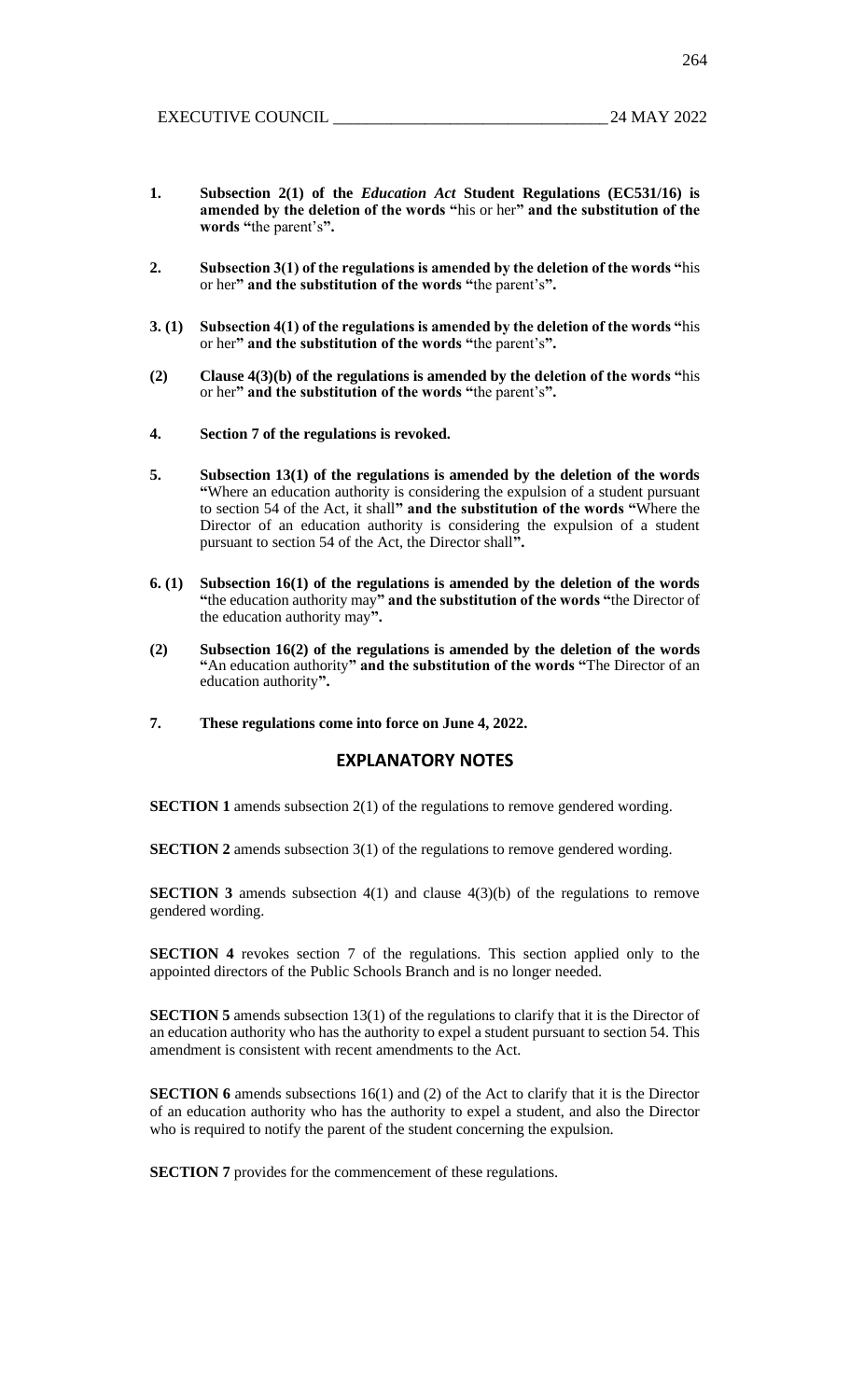**1. Subsection 2(1) of the *Education Act* Student Regulations (EC531/16) is amended by the deletion of the words "**his or her**" and the substitution of the words "**the parent's**".**

**2. Subsection 3(1) of the regulations is amended by the deletion of the words "**his or her**" and the substitution of the words "**the parent's**".**

**3. (1) Subsection 4(1) of the regulations is amended by the deletion of the words "**his or her**" and the substitution of the words "**the parent's**".**

**(2) Clause 4(3)(b) of the regulations is amended by the deletion of the words "**his or her**" and the substitution of the words "**the parent's**".**

**4. Section 7 of the regulations is revoked.**

**5. Subsection 13(1) of the regulations is amended by the deletion of the words "**Where an education authority is considering the expulsion of a student pursuant to section 54 of the Act, it shall**" and the substitution of the words "**Where the Director of an education authority is considering the expulsion of a student pursuant to section 54 of the Act, the Director shall**".**

**6. (1) Subsection 16(1) of the regulations is amended by the deletion of the words "**the education authority may**" and the substitution of the words "**the Director of the education authority may**".**

**(2) Subsection 16(2) of the regulations is amended by the deletion of the words "**An education authority**" and the substitution of the words "**The Director of an education authority**".**

**7. These regulations come into force on June 4, 2022.**

## EXPLANATORY NOTES

**SECTION 1** amends subsection 2(1) of the regulations to remove gendered wording.

**SECTION 2** amends subsection 3(1) of the regulations to remove gendered wording.

**SECTION 3** amends subsection 4(1) and clause 4(3)(b) of the regulations to remove gendered wording.

**SECTION 4** revokes section 7 of the regulations. This section applied only to the appointed directors of the Public Schools Branch and is no longer needed.

**SECTION 5** amends subsection 13(1) of the regulations to clarify that it is the Director of an education authority who has the authority to expel a student pursuant to section 54. This amendment is consistent with recent amendments to the Act.

**SECTION 6** amends subsections 16(1) and (2) of the Act to clarify that it is the Director of an education authority who has the authority to expel a student, and also the Director who is required to notify the parent of the student concerning the expulsion.

**SECTION 7** provides for the commencement of these regulations.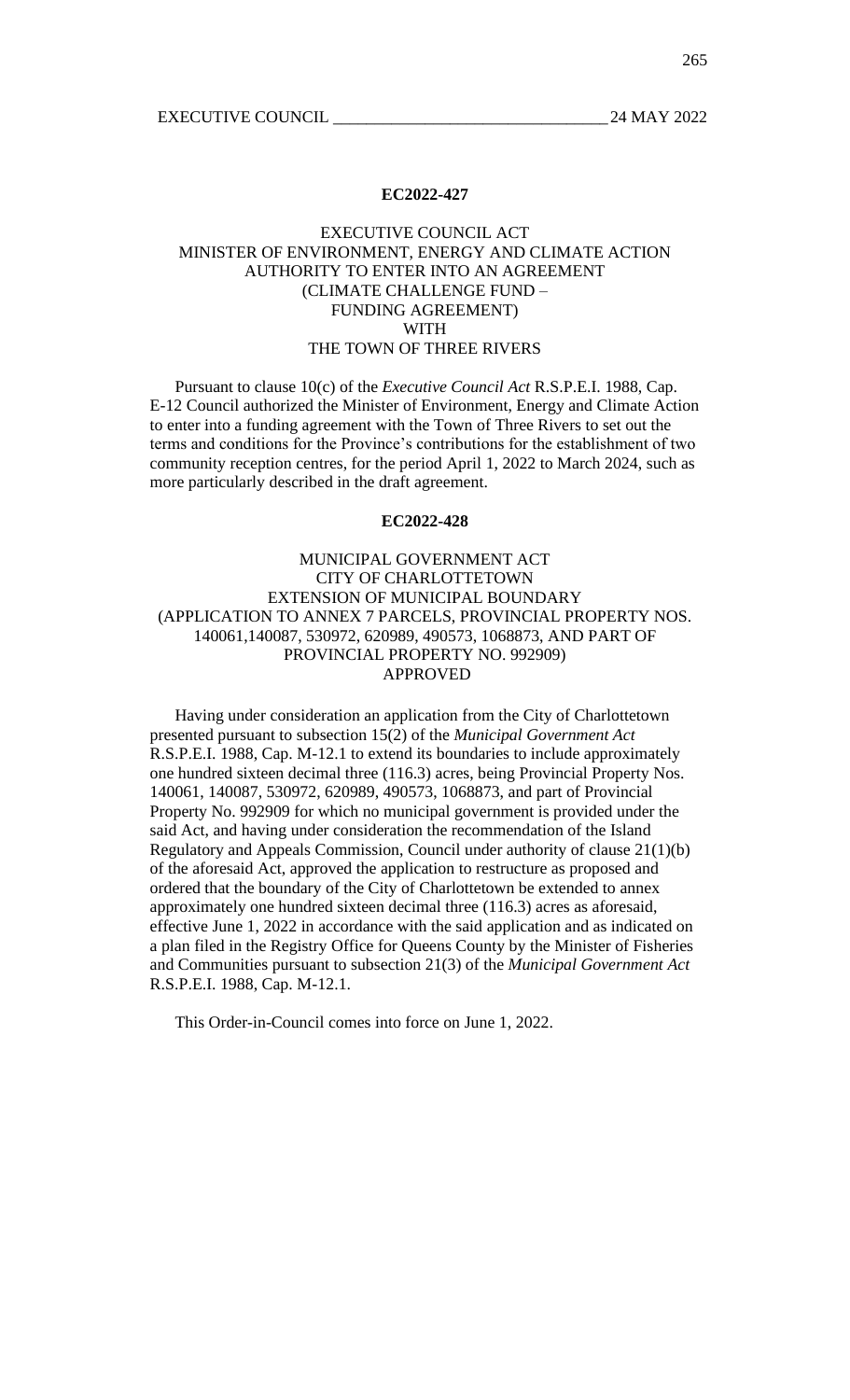**EC2022-427**

EXECUTIVE COUNCIL ACT
MINISTER OF ENVIRONMENT, ENERGY AND CLIMATE ACTION
AUTHORITY TO ENTER INTO AN AGREEMENT
(CLIMATE CHALLENGE FUND –
FUNDING AGREEMENT)
WITH
THE TOWN OF THREE RIVERS

Pursuant to clause 10(c) of the *Executive Council Act* R.S.P.E.I. 1988, Cap. E-12 Council authorized the Minister of Environment, Energy and Climate Action to enter into a funding agreement with the Town of Three Rivers to set out the terms and conditions for the Province's contributions for the establishment of two community reception centres, for the period April 1, 2022 to March 2024, such as more particularly described in the draft agreement.

**EC2022-428**

MUNICIPAL GOVERNMENT ACT
CITY OF CHARLOTTETOWN
EXTENSION OF MUNICIPAL BOUNDARY
(APPLICATION TO ANNEX 7 PARCELS, PROVINCIAL PROPERTY NOS. 140061,140087, 530972, 620989, 490573, 1068873, AND PART OF PROVINCIAL PROPERTY NO. 992909)
APPROVED

Having under consideration an application from the City of Charlottetown presented pursuant to subsection 15(2) of the *Municipal Government Act* R.S.P.E.I. 1988, Cap. M-12.1 to extend its boundaries to include approximately one hundred sixteen decimal three (116.3) acres, being Provincial Property Nos. 140061, 140087, 530972, 620989, 490573, 1068873, and part of Provincial Property No. 992909 for which no municipal government is provided under the said Act, and having under consideration the recommendation of the Island Regulatory and Appeals Commission, Council under authority of clause 21(1)(b) of the aforesaid Act, approved the application to restructure as proposed and ordered that the boundary of the City of Charlottetown be extended to annex approximately one hundred sixteen decimal three (116.3) acres as aforesaid, effective June 1, 2022 in accordance with the said application and as indicated on a plan filed in the Registry Office for Queens County by the Minister of Fisheries and Communities pursuant to subsection 21(3) of the *Municipal Government Act* R.S.P.E.I. 1988, Cap. M-12.1.

This Order-in-Council comes into force on June 1, 2022.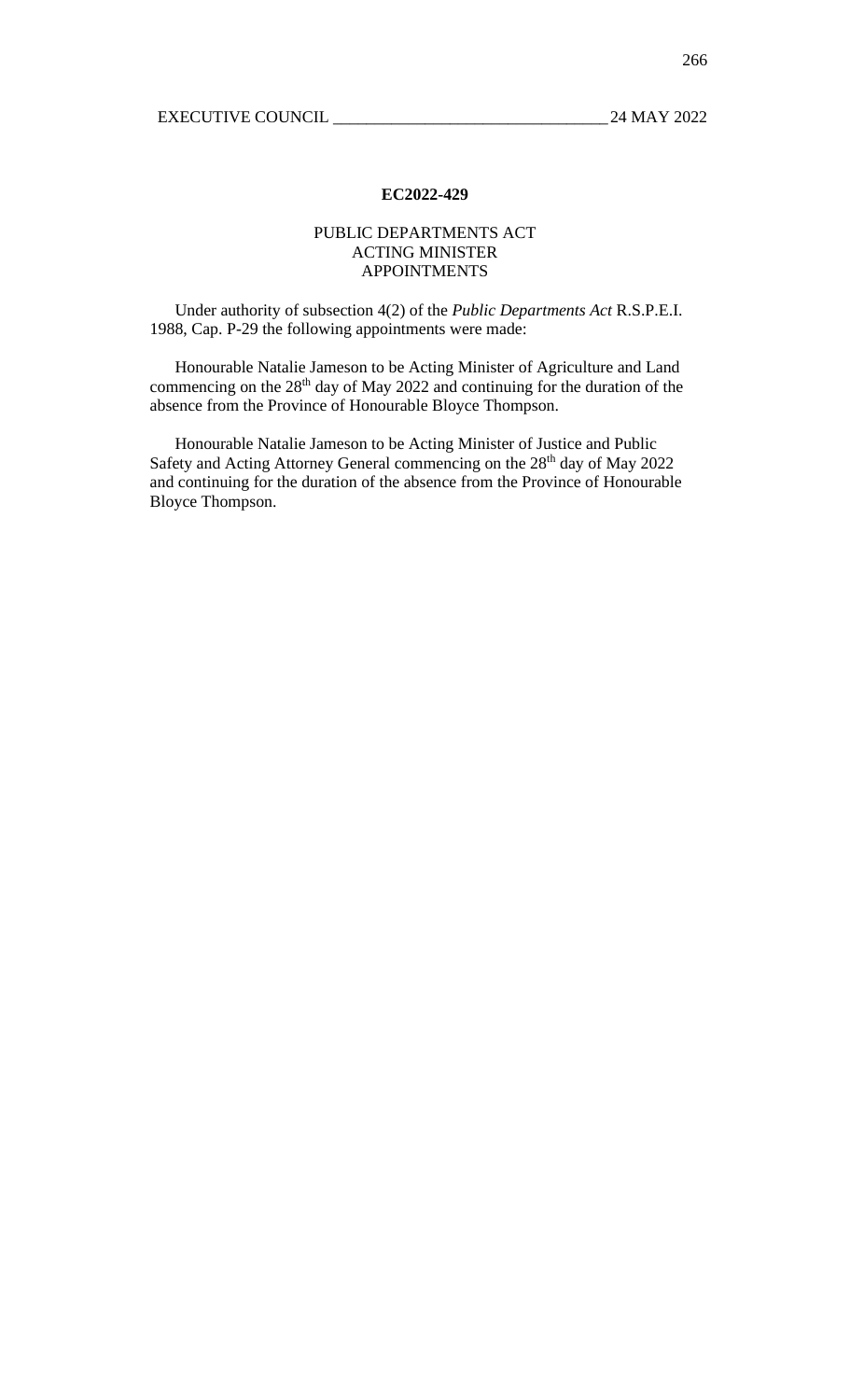**EC2022-429**

PUBLIC DEPARTMENTS ACT
ACTING MINISTER
APPOINTMENTS

Under authority of subsection 4(2) of the *Public Departments Act* R.S.P.E.I. 1988, Cap. P-29 the following appointments were made:

Honourable Natalie Jameson to be Acting Minister of Agriculture and Land commencing on the 28th day of May 2022 and continuing for the duration of the absence from the Province of Honourable Bloyce Thompson.

Honourable Natalie Jameson to be Acting Minister of Justice and Public Safety and Acting Attorney General commencing on the 28th day of May 2022 and continuing for the duration of the absence from the Province of Honourable Bloyce Thompson.